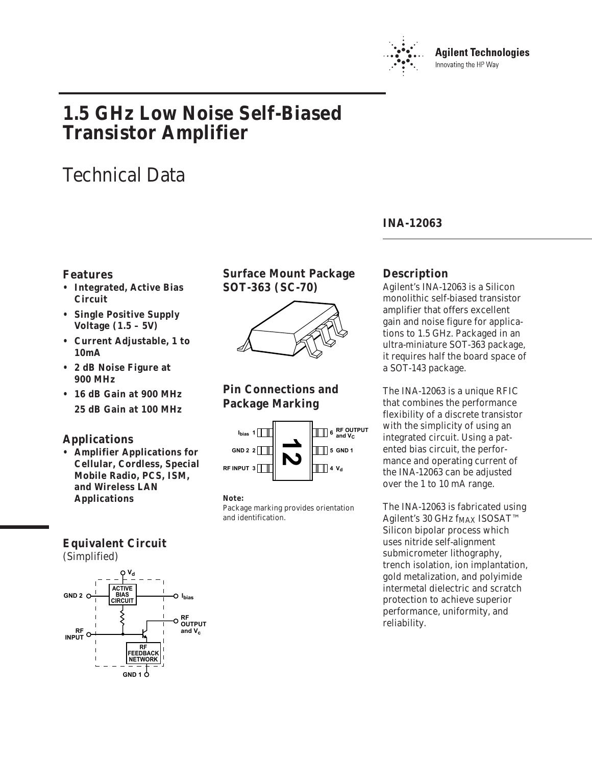Agilent Technologies
Innovating the HP Way

# 1.5 GHz Low Noise Self-Biased Transistor Amplifier

# Technical Data

## INA-12063

### Features

- **Integrated, Active Bias Circuit**
- **Single Positive Supply Voltage (1.5 – 5V)**
- **Current Adjustable, 1 to 10mA**
- **2 dB Noise Figure at 900 MHz**
- **16 dB Gain at 900 MHz**
  **25 dB Gain at 100 MHz**

### Applications

- **Amplifier Applications for Cellular, Cordless, Special Mobile Radio, PCS, ISM, and Wireless LAN Applications**

### Equivalent Circuit

(Simplified)

### Surface Mount Package SOT-363 (SC-70)

### Pin Connections and Package Marking

| Pin | Function |
|---|---|
| 1 | $I_{bias}$ |
| 2 | GND 2 |
| 3 | RF INPUT |
| 4 | $V_d$ |
| 5 | GND 1 |
| 6 | RF OUTPUT and $V_C$ |

**Note:**
Package marking provides orientation and identification.

### Description

Agilent's INA-12063 is a Silicon monolithic self-biased transistor amplifier that offers excellent gain and noise figure for applications to 1.5 GHz. Packaged in an ultra-miniature SOT-363 package, it requires half the board space of a SOT-143 package.

The INA-12063 is a unique RFIC that combines the performance flexibility of a discrete transistor with the simplicity of using an integrated circuit. Using a patented bias circuit, the performance and operating current of the INA-12063 can be adjusted over the 1 to 10 mA range.

The INA-12063 is fabricated using Agilent's 30 GHz $f_{MAX}$ ISOSAT™ Silicon bipolar process which uses nitride self-alignment submicrometer lithography, trench isolation, ion implantation, gold metalization, and polyimide intermetal dielectric and scratch protection to achieve superior performance, uniformity, and reliability.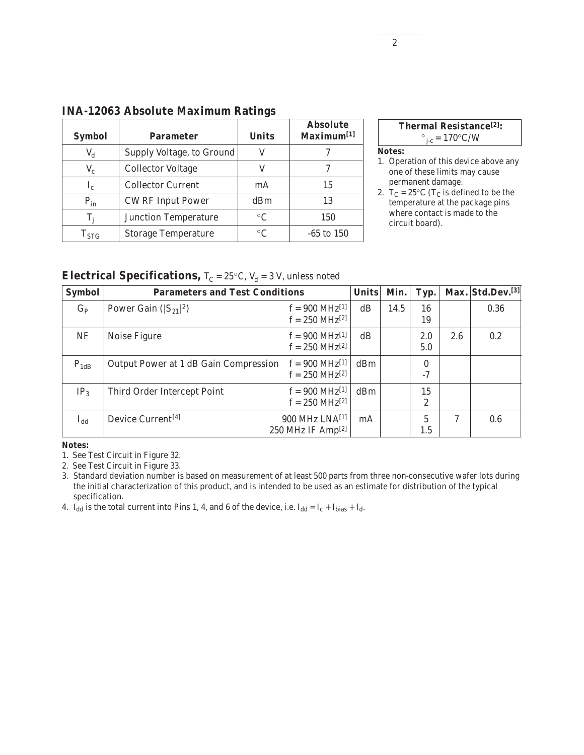## INA-12063 Absolute Maximum Ratings

| Symbol | Parameter | Units | Absolute Maximum[1] |
|---|---|---|---|
| $V_d$ | Supply Voltage, to Ground | V | 7 |
| $V_c$ | Collector Voltage | V | 7 |
| $I_c$ | Collector Current | mA | 15 |
| $P_{in}$ | CW RF Input Power | dBm | 13 |
| $T_j$ | Junction Temperature | °C | 150 |
| $T_{STG}$ | Storage Temperature | °C | -65 to 150 |

| Thermal Resistance[2]: |
|---|
| $\theta_{j\text{-}c} = 170°C/W$ |

**Notes:**

1. Operation of this device above any one of these limits may cause permanent damage.
2. $T_C = 25°C$ ($T_C$ is defined to be the temperature at the package pins where contact is made to the circuit board).

## Electrical Specifications, $T_C = 25°C$, $V_d = 3$ V, unless noted

| Symbol | Parameters and Test Conditions | | Units | Min. | Typ. | Max. | Std.Dev.[3] |
|---|---|---|---|---|---|---|---|
| $G_P$ | Power Gain ($\|S_{21}\|^2$) | f = 900 MHz[1]<br>f = 250 MHz[2] | dB | 14.5 | 16<br>19 | | 0.36 |
| NF | Noise Figure | f = 900 MHz[1]<br>f = 250 MHz[2] | dB | | 2.0<br>5.0 | 2.6 | 0.2 |
| $P_{1dB}$ | Output Power at 1 dB Gain Compression | f = 900 MHz[1]<br>f = 250 MHz[2] | dBm | | 0<br>-7 | | |
| $IP_3$ | Third Order Intercept Point | f = 900 MHz[1]<br>f = 250 MHz[2] | dBm | | 15<br>2 | | |
| $I_{dd}$ | Device Current[4] | 900 MHz LNA[1]<br>250 MHz IF Amp[2] | mA | | 5<br>1.5 | 7 | 0.6 |

**Notes:**

1. See Test Circuit in Figure 32.
2. See Test Circuit in Figure 33.
3. Standard deviation number is based on measurement of at least 500 parts from three non-consecutive wafer lots during the initial characterization of this product, and is intended to be used as an estimate for distribution of the typical specification.
4. $I_{dd}$ is the total current into Pins 1, 4, and 6 of the device, i.e. $I_{dd} = I_c + I_{bias} + I_d$.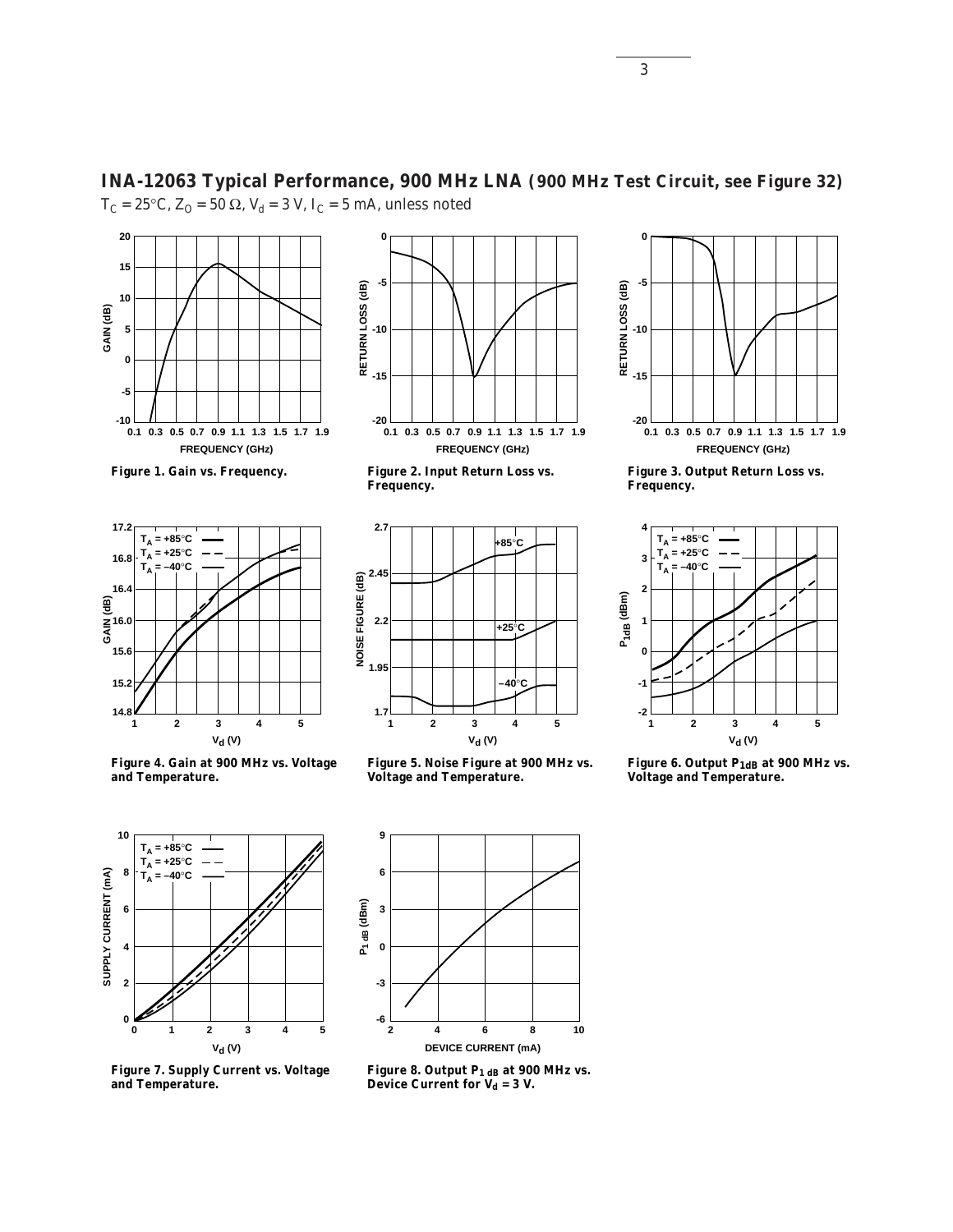## INA-12063 Typical Performance, 900 MHz LNA (900 MHz Test Circuit, see Figure 32)

$T_C = 25°C$, $Z_O = 50\ \Omega$, $V_d = 3$ V, $I_C = 5$ mA, unless noted

Figure 1. Gain vs. Frequency.

Figure 2. Input Return Loss vs. Frequency.

Figure 3. Output Return Loss vs. Frequency.

Figure 4. Gain at 900 MHz vs. Voltage and Temperature.

Figure 5. Noise Figure at 900 MHz vs. Voltage and Temperature.

Figure 6. Output $P_{1dB}$ at 900 MHz vs. Voltage and Temperature.

Figure 7. Supply Current vs. Voltage and Temperature.

Figure 8. Output $P_{1\,dB}$ at 900 MHz vs. Device Current for $V_d = 3$ V.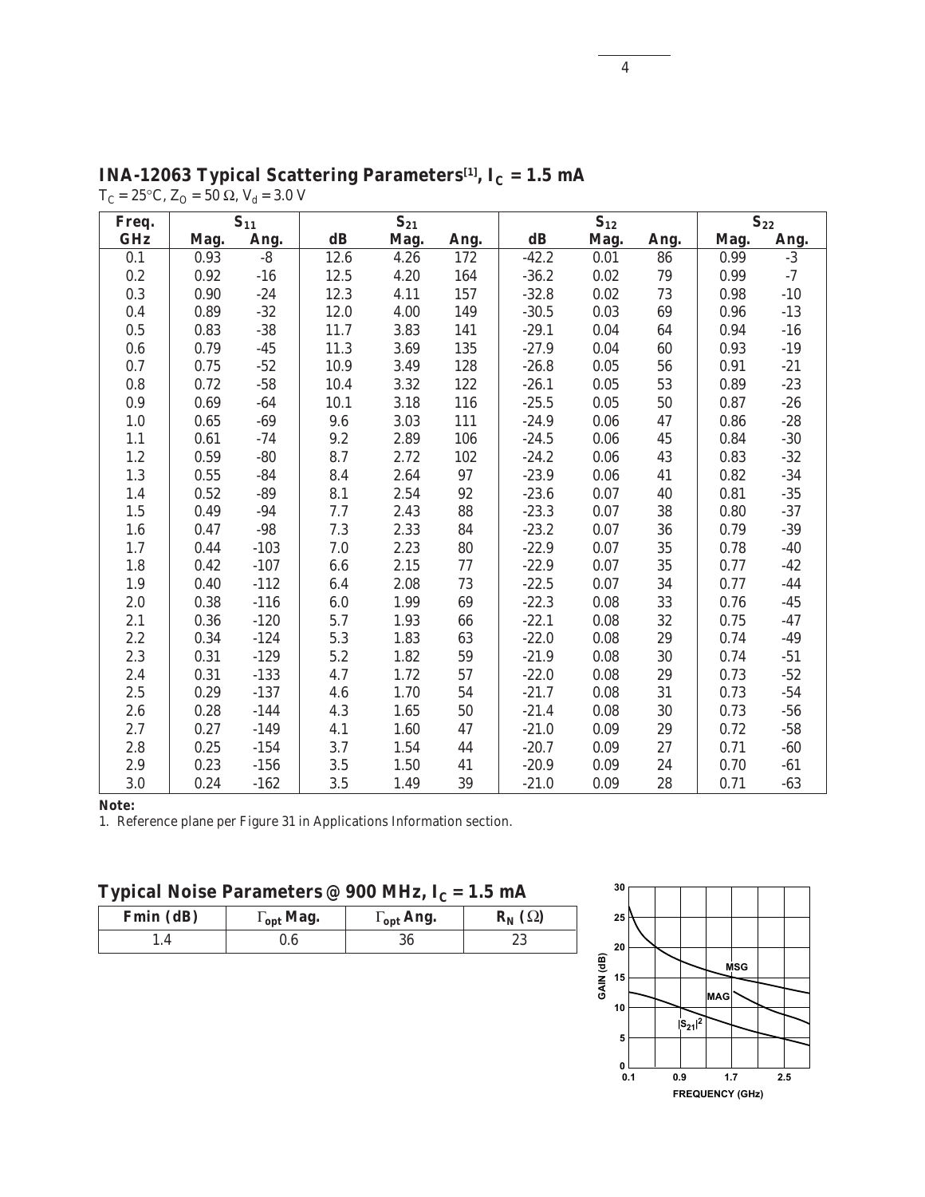## INA-12063 Typical Scattering Parameters[1], $I_C$ = 1.5 mA

$T_C = 25°C$, $Z_O = 50\ \Omega$, $V_d = 3.0$ V

| Freq. | $S_{11}$ | | $S_{21}$ | | | $S_{12}$ | | | $S_{22}$ | |
|---|---|---|---|---|---|---|---|---|---|---|
| GHz | Mag. | Ang. | dB | Mag. | Ang. | dB | Mag. | Ang. | Mag. | Ang. |
| 0.1 | 0.93 | -8 | 12.6 | 4.26 | 172 | -42.2 | 0.01 | 86 | 0.99 | -3 |
| 0.2 | 0.92 | -16 | 12.5 | 4.20 | 164 | -36.2 | 0.02 | 79 | 0.99 | -7 |
| 0.3 | 0.90 | -24 | 12.3 | 4.11 | 157 | -32.8 | 0.02 | 73 | 0.98 | -10 |
| 0.4 | 0.89 | -32 | 12.0 | 4.00 | 149 | -30.5 | 0.03 | 69 | 0.96 | -13 |
| 0.5 | 0.83 | -38 | 11.7 | 3.83 | 141 | -29.1 | 0.04 | 64 | 0.94 | -16 |
| 0.6 | 0.79 | -45 | 11.3 | 3.69 | 135 | -27.9 | 0.04 | 60 | 0.93 | -19 |
| 0.7 | 0.75 | -52 | 10.9 | 3.49 | 128 | -26.8 | 0.05 | 56 | 0.91 | -21 |
| 0.8 | 0.72 | -58 | 10.4 | 3.32 | 122 | -26.1 | 0.05 | 53 | 0.89 | -23 |
| 0.9 | 0.69 | -64 | 10.1 | 3.18 | 116 | -25.5 | 0.05 | 50 | 0.87 | -26 |
| 1.0 | 0.65 | -69 | 9.6 | 3.03 | 111 | -24.9 | 0.06 | 47 | 0.86 | -28 |
| 1.1 | 0.61 | -74 | 9.2 | 2.89 | 106 | -24.5 | 0.06 | 45 | 0.84 | -30 |
| 1.2 | 0.59 | -80 | 8.7 | 2.72 | 102 | -24.2 | 0.06 | 43 | 0.83 | -32 |
| 1.3 | 0.55 | -84 | 8.4 | 2.64 | 97 | -23.9 | 0.06 | 41 | 0.82 | -34 |
| 1.4 | 0.52 | -89 | 8.1 | 2.54 | 92 | -23.6 | 0.07 | 40 | 0.81 | -35 |
| 1.5 | 0.49 | -94 | 7.7 | 2.43 | 88 | -23.3 | 0.07 | 38 | 0.80 | -37 |
| 1.6 | 0.47 | -98 | 7.3 | 2.33 | 84 | -23.2 | 0.07 | 36 | 0.79 | -39 |
| 1.7 | 0.44 | -103 | 7.0 | 2.23 | 80 | -22.9 | 0.07 | 35 | 0.78 | -40 |
| 1.8 | 0.42 | -107 | 6.6 | 2.15 | 77 | -22.9 | 0.07 | 35 | 0.77 | -42 |
| 1.9 | 0.40 | -112 | 6.4 | 2.08 | 73 | -22.5 | 0.07 | 34 | 0.77 | -44 |
| 2.0 | 0.38 | -116 | 6.0 | 1.99 | 69 | -22.3 | 0.08 | 33 | 0.76 | -45 |
| 2.1 | 0.36 | -120 | 5.7 | 1.93 | 66 | -22.1 | 0.08 | 32 | 0.75 | -47 |
| 2.2 | 0.34 | -124 | 5.3 | 1.83 | 63 | -22.0 | 0.08 | 29 | 0.74 | -49 |
| 2.3 | 0.31 | -129 | 5.2 | 1.82 | 59 | -21.9 | 0.08 | 30 | 0.74 | -51 |
| 2.4 | 0.31 | -133 | 4.7 | 1.72 | 57 | -22.0 | 0.08 | 29 | 0.73 | -52 |
| 2.5 | 0.29 | -137 | 4.6 | 1.70 | 54 | -21.7 | 0.08 | 31 | 0.73 | -54 |
| 2.6 | 0.28 | -144 | 4.3 | 1.65 | 50 | -21.4 | 0.08 | 30 | 0.73 | -56 |
| 2.7 | 0.27 | -149 | 4.1 | 1.60 | 47 | -21.0 | 0.09 | 29 | 0.72 | -58 |
| 2.8 | 0.25 | -154 | 3.7 | 1.54 | 44 | -20.7 | 0.09 | 27 | 0.71 | -60 |
| 2.9 | 0.23 | -156 | 3.5 | 1.50 | 41 | -20.9 | 0.09 | 24 | 0.70 | -61 |
| 3.0 | 0.24 | -162 | 3.5 | 1.49 | 39 | -21.0 | 0.09 | 28 | 0.71 | -63 |

**Note:**

1. Reference plane per Figure 31 in Applications Information section.

## Typical Noise Parameters @ 900 MHz, $I_C$ = 1.5 mA

| Fmin (dB) | $\Gamma_{opt}$ Mag. | $\Gamma_{opt}$ Ang. | $R_N$ ($\Omega$) |
|---|---|---|---|
| 1.4 | 0.6 | 36 | 23 |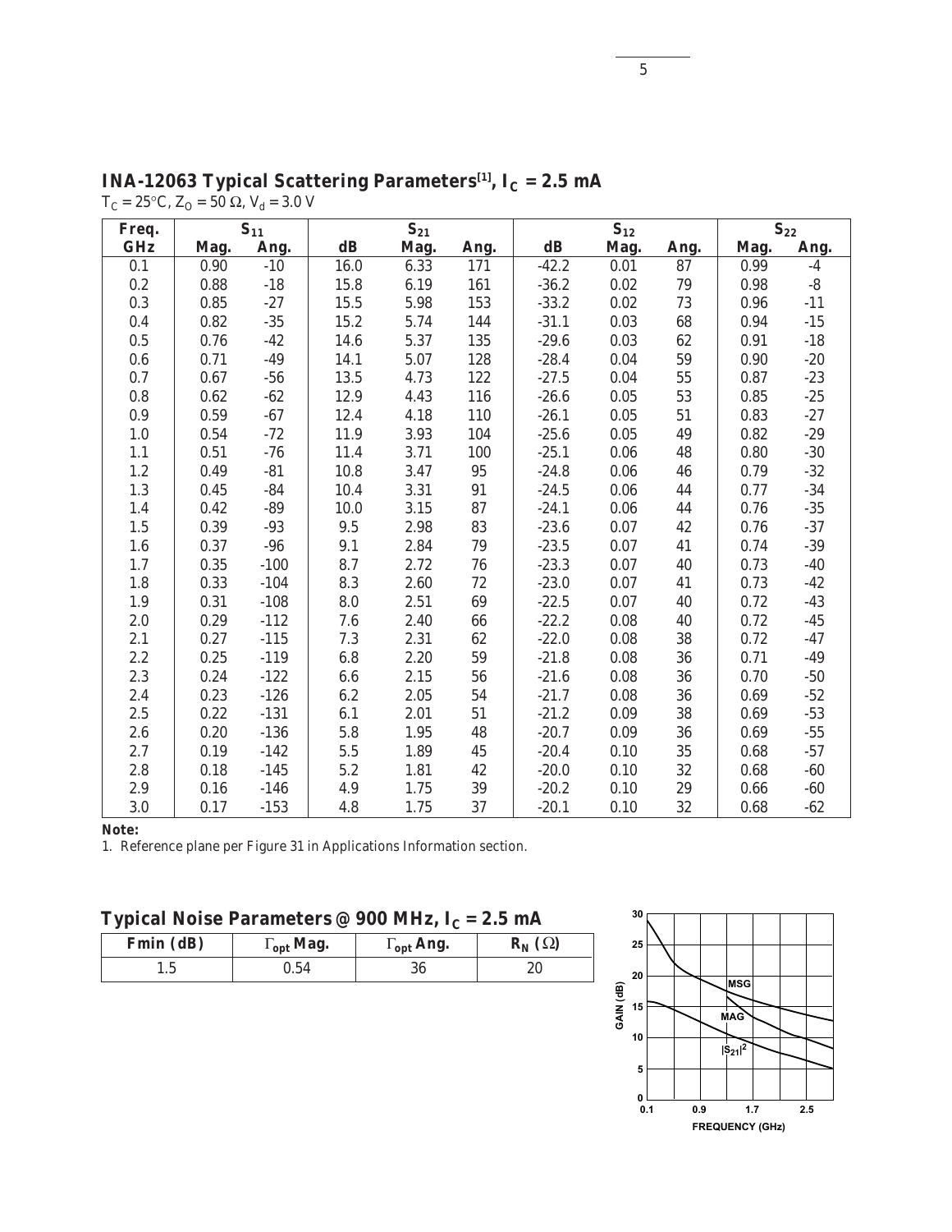## INA-12063 Typical Scattering Parameters[1], $I_C$ = 2.5 mA

$T_C = 25°C$, $Z_O = 50\ \Omega$, $V_d = 3.0$ V

| Freq. | $S_{11}$ | | $S_{21}$ | | | $S_{12}$ | | | $S_{22}$ | |
|---|---|---|---|---|---|---|---|---|---|---|
| GHz | Mag. | Ang. | dB | Mag. | Ang. | dB | Mag. | Ang. | Mag. | Ang. |
| 0.1 | 0.90 | -10 | 16.0 | 6.33 | 171 | -42.2 | 0.01 | 87 | 0.99 | -4 |
| 0.2 | 0.88 | -18 | 15.8 | 6.19 | 161 | -36.2 | 0.02 | 79 | 0.98 | -8 |
| 0.3 | 0.85 | -27 | 15.5 | 5.98 | 153 | -33.2 | 0.02 | 73 | 0.96 | -11 |
| 0.4 | 0.82 | -35 | 15.2 | 5.74 | 144 | -31.1 | 0.03 | 68 | 0.94 | -15 |
| 0.5 | 0.76 | -42 | 14.6 | 5.37 | 135 | -29.6 | 0.03 | 62 | 0.91 | -18 |
| 0.6 | 0.71 | -49 | 14.1 | 5.07 | 128 | -28.4 | 0.04 | 59 | 0.90 | -20 |
| 0.7 | 0.67 | -56 | 13.5 | 4.73 | 122 | -27.5 | 0.04 | 55 | 0.87 | -23 |
| 0.8 | 0.62 | -62 | 12.9 | 4.43 | 116 | -26.6 | 0.05 | 53 | 0.85 | -25 |
| 0.9 | 0.59 | -67 | 12.4 | 4.18 | 110 | -26.1 | 0.05 | 51 | 0.83 | -27 |
| 1.0 | 0.54 | -72 | 11.9 | 3.93 | 104 | -25.6 | 0.05 | 49 | 0.82 | -29 |
| 1.1 | 0.51 | -76 | 11.4 | 3.71 | 100 | -25.1 | 0.06 | 48 | 0.80 | -30 |
| 1.2 | 0.49 | -81 | 10.8 | 3.47 | 95 | -24.8 | 0.06 | 46 | 0.79 | -32 |
| 1.3 | 0.45 | -84 | 10.4 | 3.31 | 91 | -24.5 | 0.06 | 44 | 0.77 | -34 |
| 1.4 | 0.42 | -89 | 10.0 | 3.15 | 87 | -24.1 | 0.06 | 44 | 0.76 | -35 |
| 1.5 | 0.39 | -93 | 9.5 | 2.98 | 83 | -23.6 | 0.07 | 42 | 0.76 | -37 |
| 1.6 | 0.37 | -96 | 9.1 | 2.84 | 79 | -23.5 | 0.07 | 41 | 0.74 | -39 |
| 1.7 | 0.35 | -100 | 8.7 | 2.72 | 76 | -23.3 | 0.07 | 40 | 0.73 | -40 |
| 1.8 | 0.33 | -104 | 8.3 | 2.60 | 72 | -23.0 | 0.07 | 41 | 0.73 | -42 |
| 1.9 | 0.31 | -108 | 8.0 | 2.51 | 69 | -22.5 | 0.07 | 40 | 0.72 | -43 |
| 2.0 | 0.29 | -112 | 7.6 | 2.40 | 66 | -22.2 | 0.08 | 40 | 0.72 | -45 |
| 2.1 | 0.27 | -115 | 7.3 | 2.31 | 62 | -22.0 | 0.08 | 38 | 0.72 | -47 |
| 2.2 | 0.25 | -119 | 6.8 | 2.20 | 59 | -21.8 | 0.08 | 36 | 0.71 | -49 |
| 2.3 | 0.24 | -122 | 6.6 | 2.15 | 56 | -21.6 | 0.08 | 36 | 0.70 | -50 |
| 2.4 | 0.23 | -126 | 6.2 | 2.05 | 54 | -21.7 | 0.08 | 36 | 0.69 | -52 |
| 2.5 | 0.22 | -131 | 6.1 | 2.01 | 51 | -21.2 | 0.09 | 38 | 0.69 | -53 |
| 2.6 | 0.20 | -136 | 5.8 | 1.95 | 48 | -20.7 | 0.09 | 36 | 0.69 | -55 |
| 2.7 | 0.19 | -142 | 5.5 | 1.89 | 45 | -20.4 | 0.10 | 35 | 0.68 | -57 |
| 2.8 | 0.18 | -145 | 5.2 | 1.81 | 42 | -20.0 | 0.10 | 32 | 0.68 | -60 |
| 2.9 | 0.16 | -146 | 4.9 | 1.75 | 39 | -20.2 | 0.10 | 29 | 0.66 | -60 |
| 3.0 | 0.17 | -153 | 4.8 | 1.75 | 37 | -20.1 | 0.10 | 32 | 0.68 | -62 |

**Note:**

1. Reference plane per Figure 31 in Applications Information section.

## Typical Noise Parameters @ 900 MHz, $I_C$ = 2.5 mA

| Fmin (dB) | $\Gamma_{opt}$ Mag. | $\Gamma_{opt}$ Ang. | $R_N$ ($\Omega$) |
|---|---|---|---|
| 1.5 | 0.54 | 36 | 20 |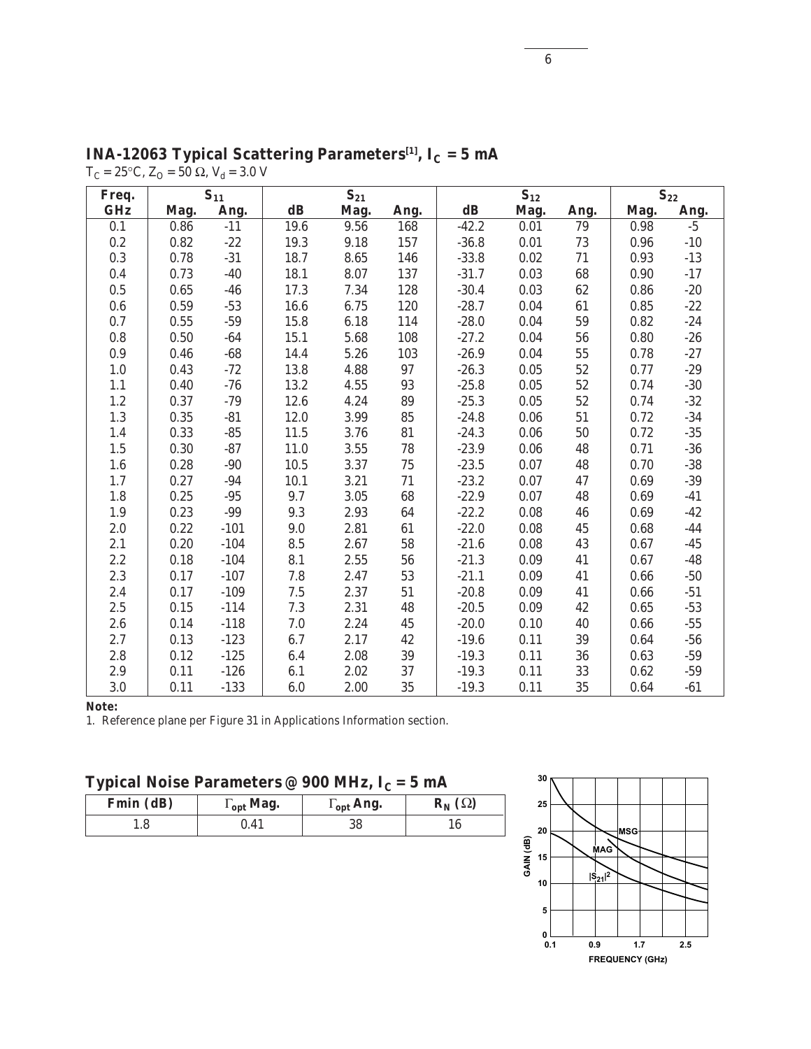## INA-12063 Typical Scattering Parameters[1], $I_C$ = 5 mA

$T_C = 25°C$, $Z_O = 50\ \Omega$, $V_d = 3.0$ V

| Freq. | $S_{11}$ | | $S_{21}$ | | | $S_{12}$ | | | $S_{22}$ | |
|---|---|---|---|---|---|---|---|---|---|---|
| GHz | Mag. | Ang. | dB | Mag. | Ang. | dB | Mag. | Ang. | Mag. | Ang. |
| 0.1 | 0.86 | -11 | 19.6 | 9.56 | 168 | -42.2 | 0.01 | 79 | 0.98 | -5 |
| 0.2 | 0.82 | -22 | 19.3 | 9.18 | 157 | -36.8 | 0.01 | 73 | 0.96 | -10 |
| 0.3 | 0.78 | -31 | 18.7 | 8.65 | 146 | -33.8 | 0.02 | 71 | 0.93 | -13 |
| 0.4 | 0.73 | -40 | 18.1 | 8.07 | 137 | -31.7 | 0.03 | 68 | 0.90 | -17 |
| 0.5 | 0.65 | -46 | 17.3 | 7.34 | 128 | -30.4 | 0.03 | 62 | 0.86 | -20 |
| 0.6 | 0.59 | -53 | 16.6 | 6.75 | 120 | -28.7 | 0.04 | 61 | 0.85 | -22 |
| 0.7 | 0.55 | -59 | 15.8 | 6.18 | 114 | -28.0 | 0.04 | 59 | 0.82 | -24 |
| 0.8 | 0.50 | -64 | 15.1 | 5.68 | 108 | -27.2 | 0.04 | 56 | 0.80 | -26 |
| 0.9 | 0.46 | -68 | 14.4 | 5.26 | 103 | -26.9 | 0.04 | 55 | 0.78 | -27 |
| 1.0 | 0.43 | -72 | 13.8 | 4.88 | 97 | -26.3 | 0.05 | 52 | 0.77 | -29 |
| 1.1 | 0.40 | -76 | 13.2 | 4.55 | 93 | -25.8 | 0.05 | 52 | 0.74 | -30 |
| 1.2 | 0.37 | -79 | 12.6 | 4.24 | 89 | -25.3 | 0.05 | 52 | 0.74 | -32 |
| 1.3 | 0.35 | -81 | 12.0 | 3.99 | 85 | -24.8 | 0.06 | 51 | 0.72 | -34 |
| 1.4 | 0.33 | -85 | 11.5 | 3.76 | 81 | -24.3 | 0.06 | 50 | 0.72 | -35 |
| 1.5 | 0.30 | -87 | 11.0 | 3.55 | 78 | -23.9 | 0.06 | 48 | 0.71 | -36 |
| 1.6 | 0.28 | -90 | 10.5 | 3.37 | 75 | -23.5 | 0.07 | 48 | 0.70 | -38 |
| 1.7 | 0.27 | -94 | 10.1 | 3.21 | 71 | -23.2 | 0.07 | 47 | 0.69 | -39 |
| 1.8 | 0.25 | -95 | 9.7 | 3.05 | 68 | -22.9 | 0.07 | 48 | 0.69 | -41 |
| 1.9 | 0.23 | -99 | 9.3 | 2.93 | 64 | -22.2 | 0.08 | 46 | 0.69 | -42 |
| 2.0 | 0.22 | -101 | 9.0 | 2.81 | 61 | -22.0 | 0.08 | 45 | 0.68 | -44 |
| 2.1 | 0.20 | -104 | 8.5 | 2.67 | 58 | -21.6 | 0.08 | 43 | 0.67 | -45 |
| 2.2 | 0.18 | -104 | 8.1 | 2.55 | 56 | -21.3 | 0.09 | 41 | 0.67 | -48 |
| 2.3 | 0.17 | -107 | 7.8 | 2.47 | 53 | -21.1 | 0.09 | 41 | 0.66 | -50 |
| 2.4 | 0.17 | -109 | 7.5 | 2.37 | 51 | -20.8 | 0.09 | 41 | 0.66 | -51 |
| 2.5 | 0.15 | -114 | 7.3 | 2.31 | 48 | -20.5 | 0.09 | 42 | 0.65 | -53 |
| 2.6 | 0.14 | -118 | 7.0 | 2.24 | 45 | -20.0 | 0.10 | 40 | 0.66 | -55 |
| 2.7 | 0.13 | -123 | 6.7 | 2.17 | 42 | -19.6 | 0.11 | 39 | 0.64 | -56 |
| 2.8 | 0.12 | -125 | 6.4 | 2.08 | 39 | -19.3 | 0.11 | 36 | 0.63 | -59 |
| 2.9 | 0.11 | -126 | 6.1 | 2.02 | 37 | -19.3 | 0.11 | 33 | 0.62 | -59 |
| 3.0 | 0.11 | -133 | 6.0 | 2.00 | 35 | -19.3 | 0.11 | 35 | 0.64 | -61 |

**Note:**

1. Reference plane per Figure 31 in Applications Information section.

## Typical Noise Parameters @ 900 MHz, $I_C$ = 5 mA

| Fmin (dB) | $\Gamma_{opt}$ Mag. | $\Gamma_{opt}$ Ang. | $R_N$ ($\Omega$) |
|---|---|---|---|
| 1.8 | 0.41 | 38 | 16 |

GAIN (dB) vs. FREQUENCY (GHz): MSG, MAG, $|S_{21}|^2$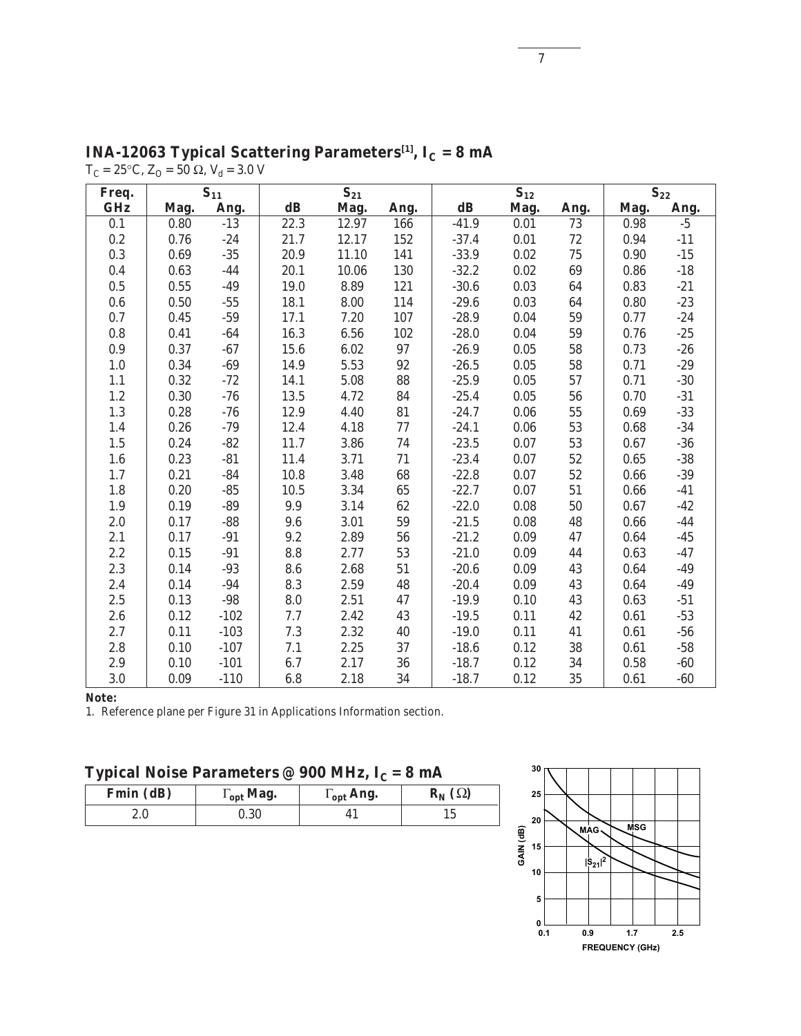## INA-12063 Typical Scattering Parameters[1], $I_C$ = 8 mA

$T_C = 25°C$, $Z_O = 50\ \Omega$, $V_d = 3.0$ V

| Freq. | $S_{11}$ | | $S_{21}$ | | | $S_{12}$ | | | $S_{22}$ | |
|---|---|---|---|---|---|---|---|---|---|---|
| GHz | Mag. | Ang. | dB | Mag. | Ang. | dB | Mag. | Ang. | Mag. | Ang. |
| 0.1 | 0.80 | -13 | 22.3 | 12.97 | 166 | -41.9 | 0.01 | 73 | 0.98 | -5 |
| 0.2 | 0.76 | -24 | 21.7 | 12.17 | 152 | -37.4 | 0.01 | 72 | 0.94 | -11 |
| 0.3 | 0.69 | -35 | 20.9 | 11.10 | 141 | -33.9 | 0.02 | 75 | 0.90 | -15 |
| 0.4 | 0.63 | -44 | 20.1 | 10.06 | 130 | -32.2 | 0.02 | 69 | 0.86 | -18 |
| 0.5 | 0.55 | -49 | 19.0 | 8.89 | 121 | -30.6 | 0.03 | 64 | 0.83 | -21 |
| 0.6 | 0.50 | -55 | 18.1 | 8.00 | 114 | -29.6 | 0.03 | 64 | 0.80 | -23 |
| 0.7 | 0.45 | -59 | 17.1 | 7.20 | 107 | -28.9 | 0.04 | 59 | 0.77 | -24 |
| 0.8 | 0.41 | -64 | 16.3 | 6.56 | 102 | -28.0 | 0.04 | 59 | 0.76 | -25 |
| 0.9 | 0.37 | -67 | 15.6 | 6.02 | 97 | -26.9 | 0.05 | 58 | 0.73 | -26 |
| 1.0 | 0.34 | -69 | 14.9 | 5.53 | 92 | -26.5 | 0.05 | 58 | 0.71 | -29 |
| 1.1 | 0.32 | -72 | 14.1 | 5.08 | 88 | -25.9 | 0.05 | 57 | 0.71 | -30 |
| 1.2 | 0.30 | -76 | 13.5 | 4.72 | 84 | -25.4 | 0.05 | 56 | 0.70 | -31 |
| 1.3 | 0.28 | -76 | 12.9 | 4.40 | 81 | -24.7 | 0.06 | 55 | 0.69 | -33 |
| 1.4 | 0.26 | -79 | 12.4 | 4.18 | 77 | -24.1 | 0.06 | 53 | 0.68 | -34 |
| 1.5 | 0.24 | -82 | 11.7 | 3.86 | 74 | -23.5 | 0.07 | 53 | 0.67 | -36 |
| 1.6 | 0.23 | -81 | 11.4 | 3.71 | 71 | -23.4 | 0.07 | 52 | 0.65 | -38 |
| 1.7 | 0.21 | -84 | 10.8 | 3.48 | 68 | -22.8 | 0.07 | 52 | 0.66 | -39 |
| 1.8 | 0.20 | -85 | 10.5 | 3.34 | 65 | -22.7 | 0.07 | 51 | 0.66 | -41 |
| 1.9 | 0.19 | -89 | 9.9 | 3.14 | 62 | -22.0 | 0.08 | 50 | 0.67 | -42 |
| 2.0 | 0.17 | -88 | 9.6 | 3.01 | 59 | -21.5 | 0.08 | 48 | 0.66 | -44 |
| 2.1 | 0.17 | -91 | 9.2 | 2.89 | 56 | -21.2 | 0.09 | 47 | 0.64 | -45 |
| 2.2 | 0.15 | -91 | 8.8 | 2.77 | 53 | -21.0 | 0.09 | 44 | 0.63 | -47 |
| 2.3 | 0.14 | -93 | 8.6 | 2.68 | 51 | -20.6 | 0.09 | 43 | 0.64 | -49 |
| 2.4 | 0.14 | -94 | 8.3 | 2.59 | 48 | -20.4 | 0.09 | 43 | 0.64 | -49 |
| 2.5 | 0.13 | -98 | 8.0 | 2.51 | 47 | -19.9 | 0.10 | 43 | 0.63 | -51 |
| 2.6 | 0.12 | -102 | 7.7 | 2.42 | 43 | -19.5 | 0.11 | 42 | 0.61 | -53 |
| 2.7 | 0.11 | -103 | 7.3 | 2.32 | 40 | -19.0 | 0.11 | 41 | 0.61 | -56 |
| 2.8 | 0.10 | -107 | 7.1 | 2.25 | 37 | -18.6 | 0.12 | 38 | 0.61 | -58 |
| 2.9 | 0.10 | -101 | 6.7 | 2.17 | 36 | -18.7 | 0.12 | 34 | 0.58 | -60 |
| 3.0 | 0.09 | -110 | 6.8 | 2.18 | 34 | -18.7 | 0.12 | 35 | 0.61 | -60 |

**Note:**
1. Reference plane per Figure 31 in Applications Information section.

## Typical Noise Parameters @ 900 MHz, $I_C$ = 8 mA

| Fmin (dB) | $\Gamma_{opt}$ Mag. | $\Gamma_{opt}$ Ang. | $R_N$ ($\Omega$) |
|---|---|---|---|
| 2.0 | 0.30 | 41 | 15 |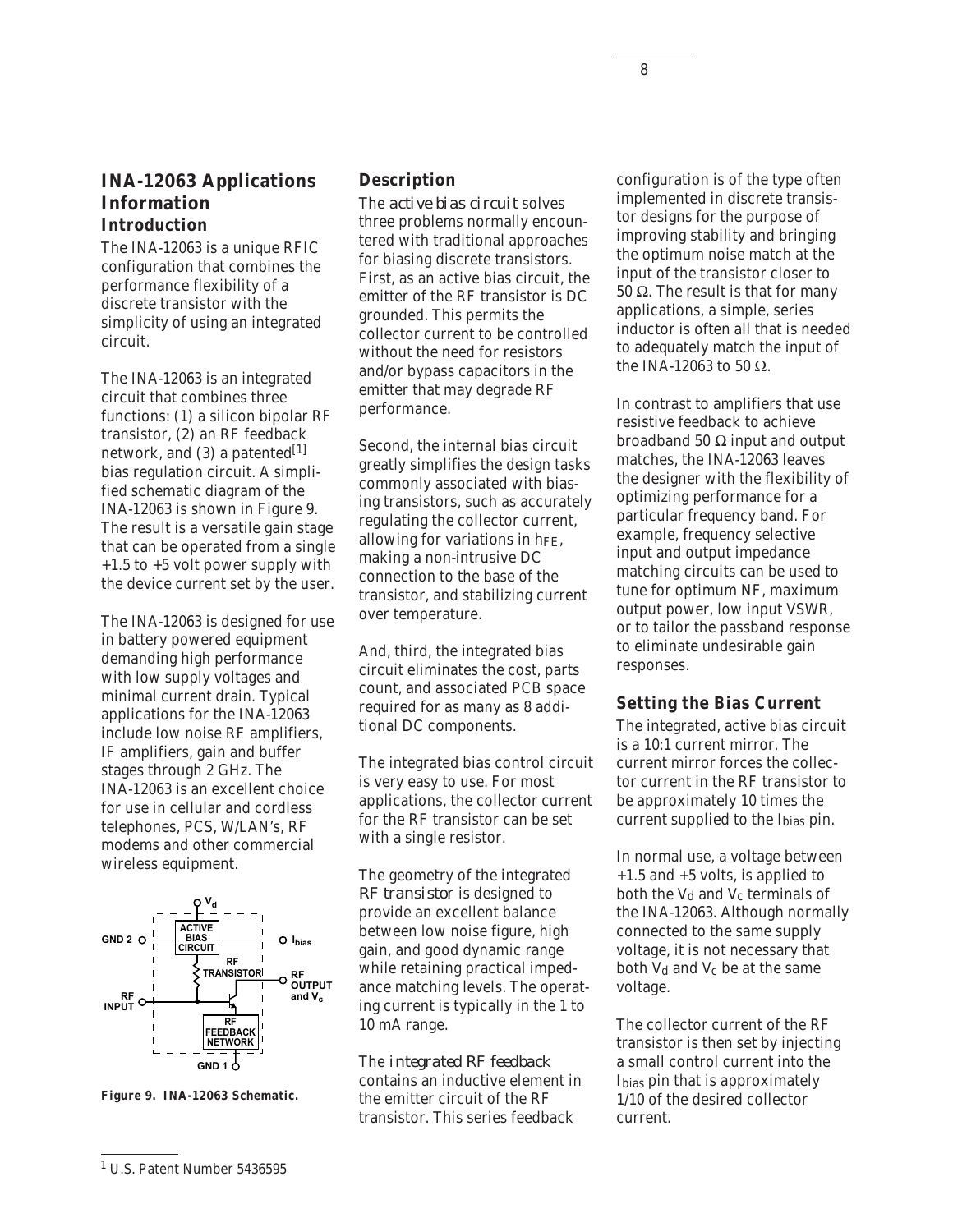# INA-12063 Applications Information

## Introduction

The INA-12063 is a unique RFIC configuration that combines the performance flexibility of a discrete transistor with the simplicity of using an integrated circuit.

The INA-12063 is an integrated circuit that combines three functions: (1) a silicon bipolar RF transistor, (2) an RF feedback network, and (3) a patented[1] bias regulation circuit. A simplified schematic diagram of the INA-12063 is shown in Figure 9. The result is a versatile gain stage that can be operated from a single +1.5 to +5 volt power supply with the device current set by the user.

The INA-12063 is designed for use in battery powered equipment demanding high performance with low supply voltages and minimal current drain. Typical applications for the INA-12063 include low noise RF amplifiers, IF amplifiers, gain and buffer stages through 2 GHz. The INA-12063 is an excellent choice for use in cellular and cordless telephones, PCS, W/LAN's, RF modems and other commercial wireless equipment.

**Figure 9. INA-12063 Schematic.**

## Description

The *active bias circuit* solves three problems normally encountered with traditional approaches for biasing discrete transistors. First, as an active bias circuit, the emitter of the RF transistor is DC grounded. This permits the collector current to be controlled without the need for resistors and/or bypass capacitors in the emitter that may degrade RF performance.

Second, the internal bias circuit greatly simplifies the design tasks commonly associated with biasing transistors, such as accurately regulating the collector current, allowing for variations in $h_{FE}$, making a non-intrusive DC connection to the base of the transistor, and stabilizing current over temperature.

And, third, the integrated bias circuit eliminates the cost, parts count, and associated PCB space required for as many as 8 additional DC components.

The integrated bias control circuit is very easy to use. For most applications, the collector current for the RF transistor can be set with a single resistor.

The geometry of the integrated *RF transistor* is designed to provide an excellent balance between low noise figure, high gain, and good dynamic range while retaining practical impedance matching levels. The operating current is typically in the 1 to 10 mA range.

The *integrated RF feedback* contains an inductive element in the emitter circuit of the RF transistor. This series feedback configuration is of the type often implemented in discrete transistor designs for the purpose of improving stability and bringing the optimum noise match at the input of the transistor closer to 50 Ω. The result is that for many applications, a simple, series inductor is often all that is needed to adequately match the input of the INA-12063 to 50 Ω.

In contrast to amplifiers that use resistive feedback to achieve broadband 50 Ω input and output matches, the INA-12063 leaves the designer with the flexibility of optimizing performance for a particular frequency band. For example, frequency selective input and output impedance matching circuits can be used to tune for optimum NF, maximum output power, low input VSWR, or to tailor the passband response to eliminate undesirable gain responses.

## Setting the Bias Current

The integrated, active bias circuit is a 10:1 current mirror. The current mirror forces the collector current in the RF transistor to be approximately 10 times the current supplied to the $I_{bias}$ pin.

In normal use, a voltage between +1.5 and +5 volts, is applied to both the $V_d$ and $V_c$ terminals of the INA-12063. Although normally connected to the same supply voltage, it is not necessary that both $V_d$ and $V_c$ be at the same voltage.

The collector current of the RF transistor is then set by injecting a small control current into the $I_{bias}$ pin that is approximately 1/10 of the desired collector current.

---

[1] U.S. Patent Number 5436595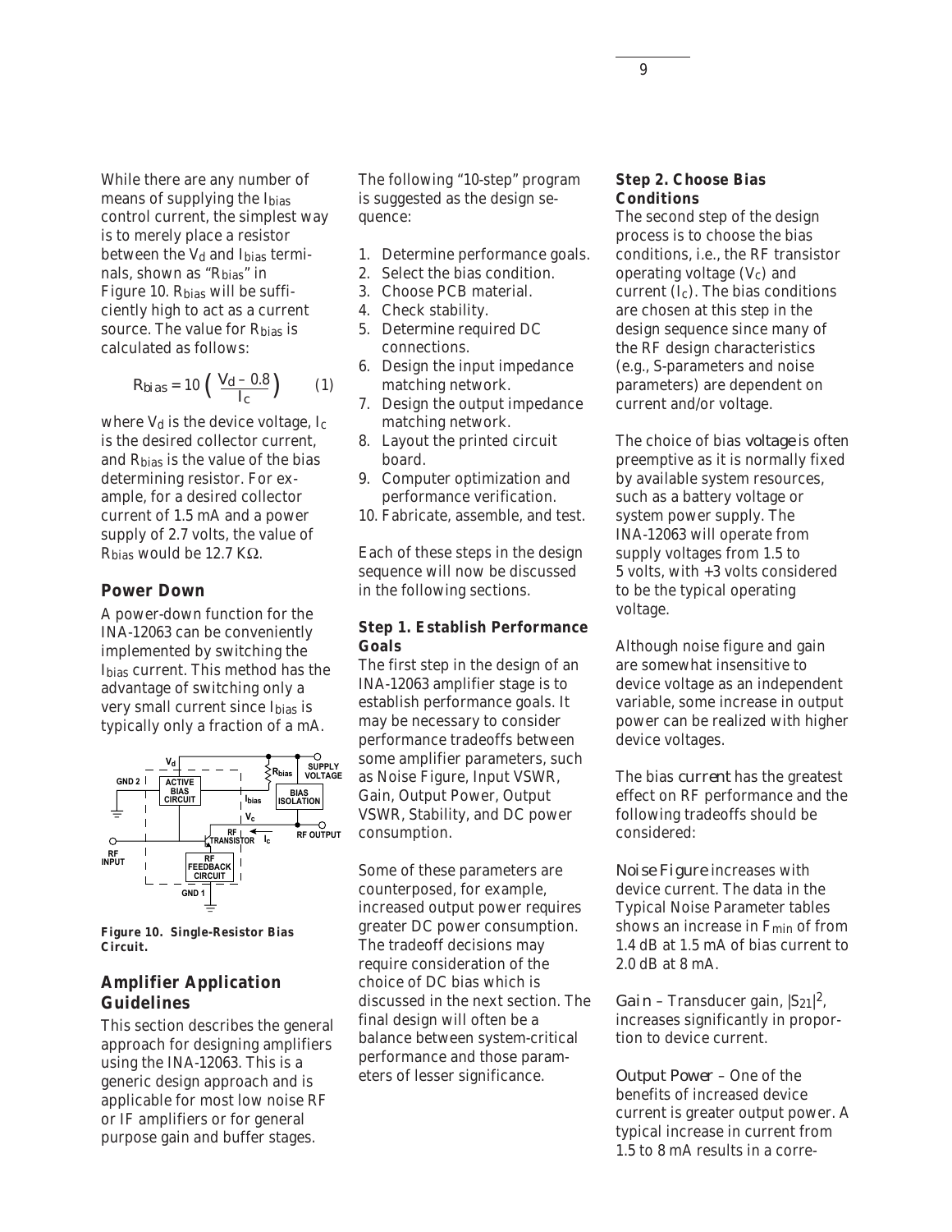While there are any number of means of supplying the $I_{bias}$ control current, the simplest way is to merely place a resistor between the $V_d$ and $I_{bias}$ terminals, shown as "$R_{bias}$" in Figure 10. $R_{bias}$ will be sufficiently high to act as a current source. The value for $R_{bias}$ is calculated as follows:

$$R_{bias} = 10 \left( \frac{V_d - 0.8}{I_c} \right) \qquad (1)$$

where $V_d$ is the device voltage, $I_c$ is the desired collector current, and $R_{bias}$ is the value of the bias determining resistor. For example, for a desired collector current of 1.5 mA and a power supply of 2.7 volts, the value of $R_{bias}$ would be 12.7 KΩ.

### Power Down

A power-down function for the INA-12063 can be conveniently implemented by switching the $I_{bias}$ current. This method has the advantage of switching only a very small current since $I_{bias}$ is typically only a fraction of a mA.

**Figure 10. Single-Resistor Bias Circuit.**

## Amplifier Application Guidelines

This section describes the general approach for designing amplifiers using the INA-12063. This is a generic design approach and is applicable for most low noise RF or IF amplifiers or for general purpose gain and buffer stages.

The following "10-step" program is suggested as the design sequence:

1. Determine performance goals.
2. Select the bias condition.
3. Choose PCB material.
4. Check stability.
5. Determine required DC connections.
6. Design the input impedance matching network.
7. Design the output impedance matching network.
8. Layout the printed circuit board.
9. Computer optimization and performance verification.
10. Fabricate, assemble, and test.

Each of these steps in the design sequence will now be discussed in the following sections.

#### Step 1. Establish Performance Goals

The first step in the design of an INA-12063 amplifier stage is to establish performance goals. It may be necessary to consider performance tradeoffs between some amplifier parameters, such as Noise Figure, Input VSWR, Gain, Output Power, Output VSWR, Stability, and DC power consumption.

Some of these parameters are counterposed, for example, increased output power requires greater DC power consumption. The tradeoff decisions may require consideration of the choice of DC bias which is discussed in the next section. The final design will often be a balance between system-critical performance and those parameters of lesser significance.

#### Step 2. Choose Bias Conditions

The second step of the design process is to choose the bias conditions, i.e., the RF transistor operating voltage ($V_c$) and current ($I_c$). The bias conditions are chosen at this step in the design sequence since many of the RF design characteristics (e.g., S-parameters and noise parameters) are dependent on current and/or voltage.

The choice of bias *voltage* is often preemptive as it is normally fixed by available system resources, such as a battery voltage or system power supply. The INA-12063 will operate from supply voltages from 1.5 to 5 volts, with +3 volts considered to be the typical operating voltage.

Although noise figure and gain are somewhat insensitive to device voltage as an independent variable, some increase in output power can be realized with higher device voltages.

The bias *current* has the greatest effect on RF performance and the following tradeoffs should be considered:

*Noise Figure* increases with device current. The data in the Typical Noise Parameter tables shows an increase in $F_{min}$ of from 1.4 dB at 1.5 mA of bias current to 2.0 dB at 8 mA.

*Gain* – Transducer gain, $|S_{21}|^2$, increases significantly in proportion to device current.

*Output Power* – One of the benefits of increased device current is greater output power. A typical increase in current from 1.5 to 8 mA results in a corre-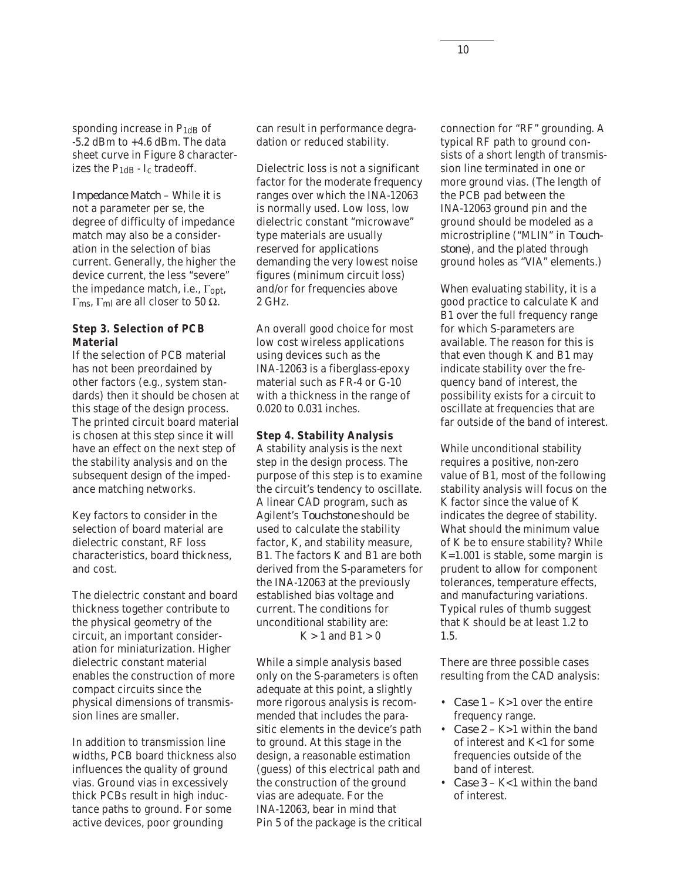sponding increase in $P_{1dB}$ of -5.2 dBm to +4.6 dBm. The data sheet curve in Figure 8 characterizes the $P_{1dB}$ - $I_c$ tradeoff.

*Impedance Match* – While it is not a parameter per se, the degree of difficulty of impedance match may also be a consideration in the selection of bias current. Generally, the higher the device current, the less "severe" the impedance match, i.e., $\Gamma_{opt}$, $\Gamma_{ms}$, $\Gamma_{ml}$ are all closer to 50 Ω.

**Step 3. Selection of PCB Material**

If the selection of PCB material has not been preordained by other factors (e.g., system standards) then it should be chosen at this stage of the design process. The printed circuit board material is chosen at this step since it will have an effect on the next step of the stability analysis and on the subsequent design of the impedance matching networks.

Key factors to consider in the selection of board material are dielectric constant, RF loss characteristics, board thickness, and cost.

The dielectric constant and board thickness together contribute to the physical geometry of the circuit, an important consideration for miniaturization. Higher dielectric constant material enables the construction of more compact circuits since the physical dimensions of transmission lines are smaller.

In addition to transmission line widths, PCB board thickness also influences the quality of ground vias. Ground vias in excessively thick PCBs result in high inductance paths to ground. For some active devices, poor grounding can result in performance degradation or reduced stability.

Dielectric loss is not a significant factor for the moderate frequency ranges over which the INA-12063 is normally used. Low loss, low dielectric constant "microwave" type materials are usually reserved for applications demanding the very lowest noise figures (minimum circuit loss) and/or for frequencies above 2 GHz.

An overall good choice for most low cost wireless applications using devices such as the INA-12063 is a fiberglass-epoxy material such as FR-4 or G-10 with a thickness in the range of 0.020 to 0.031 inches.

**Step 4. Stability Analysis**

A stability analysis is the next step in the design process. The purpose of this step is to examine the circuit's tendency to oscillate. A linear CAD program, such as Agilent's *Touchstone* should be used to calculate the stability factor, K, and stability measure, B1. The factors K and B1 are both derived from the S-parameters for the INA-12063 at the previously established bias voltage and current. The conditions for unconditional stability are:

$$K > 1 \text{ and } B1 > 0$$

While a simple analysis based only on the S-parameters is often adequate at this point, a slightly more rigorous analysis is recommended that includes the parasitic elements in the device's path to ground. At this stage in the design, a reasonable estimation (guess) of this electrical path and the construction of the ground vias are adequate. For the INA-12063, bear in mind that Pin 5 of the package is the critical connection for "RF" grounding. A typical RF path to ground consists of a short length of transmission line terminated in one or more ground vias. (The length of the PCB pad between the INA-12063 ground pin and the ground should be modeled as a microstripline ("MLIN" in *Touchstone*), and the plated through ground holes as "VIA" elements.)

When evaluating stability, it is a good practice to calculate K and B1 over the full frequency range for which S-parameters are available. The reason for this is that even though K and B1 may indicate stability over the frequency band of interest, the possibility exists for a circuit to oscillate at frequencies that are far outside of the band of interest.

While unconditional stability requires a positive, non-zero value of B1, most of the following stability analysis will focus on the K factor since the value of K indicates the degree of stability. What should the minimum value of K be to ensure stability? While K=1.001 is stable, some margin is prudent to allow for component tolerances, temperature effects, and manufacturing variations. Typical rules of thumb suggest that K should be at least 1.2 to 1.5.

There are three possible cases resulting from the CAD analysis:

- *Case 1* – K>1 over the entire frequency range.
- *Case 2* – K>1 within the band of interest and K<1 for some frequencies outside of the band of interest.
- *Case 3* – K<1 within the band of interest.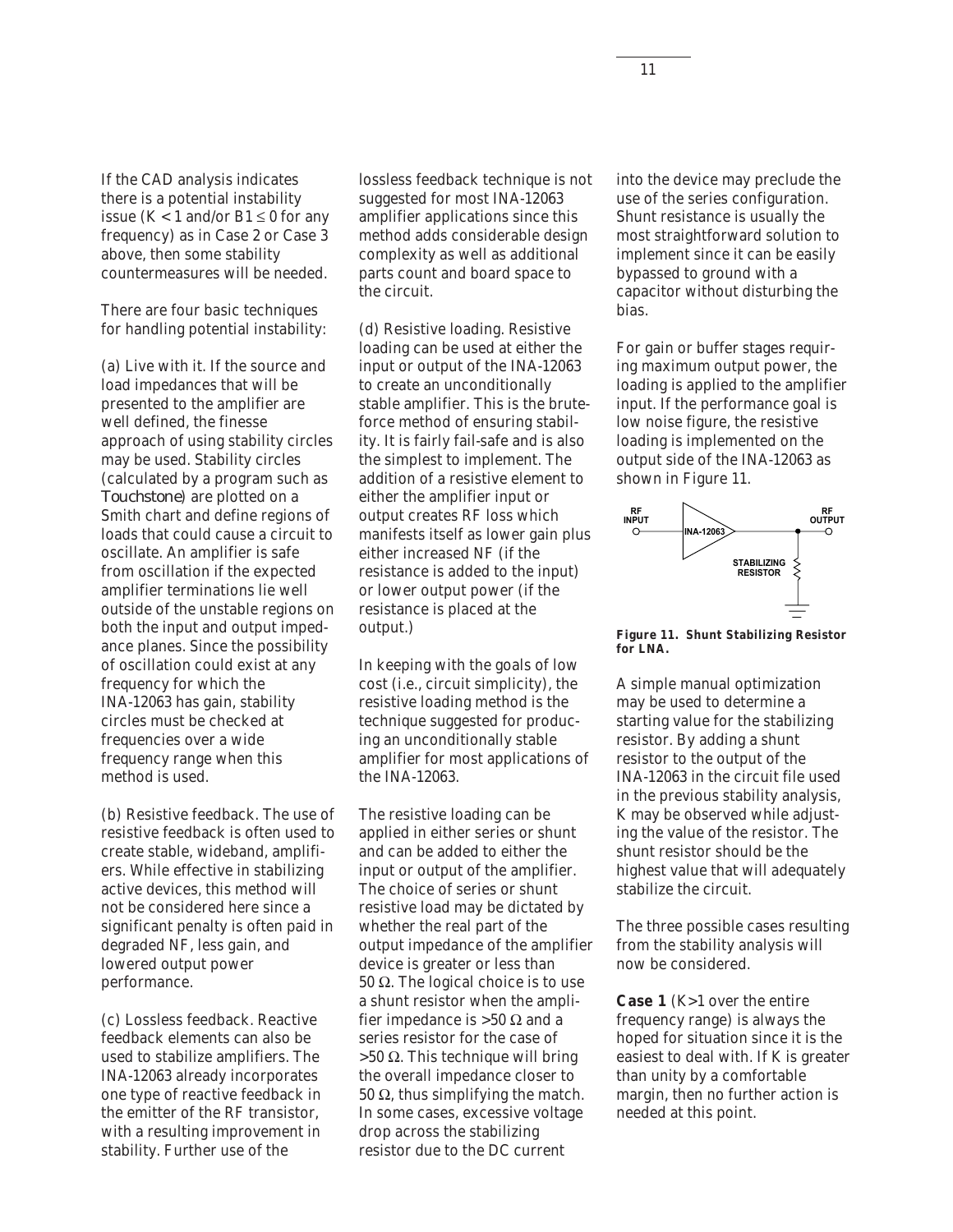If the CAD analysis indicates there is a potential instability issue ($K < 1$ and/or $B1 \leq 0$ for any frequency) as in Case 2 or Case 3 above, then some stability countermeasures will be needed.

There are four basic techniques for handling potential instability:

(a) Live with it. If the source and load impedances that will be presented to the amplifier are well defined, the finesse approach of using stability circles may be used. Stability circles (calculated by a program such as *Touchstone*) are plotted on a Smith chart and define regions of loads that could cause a circuit to oscillate. An amplifier is safe from oscillation if the expected amplifier terminations lie well outside of the unstable regions on both the input and output impedance planes. Since the possibility of oscillation could exist at any frequency for which the INA-12063 has gain, stability circles must be checked at frequencies over a wide frequency range when this method is used.

(b) Resistive feedback. The use of resistive feedback is often used to create stable, wideband, amplifiers. While effective in stabilizing active devices, this method will not be considered here since a significant penalty is often paid in degraded NF, less gain, and lowered output power performance.

(c) Lossless feedback. Reactive feedback elements can also be used to stabilize amplifiers. The INA-12063 already incorporates one type of reactive feedback in the emitter of the RF transistor, with a resulting improvement in stability. Further use of the lossless feedback technique is not suggested for most INA-12063 amplifier applications since this method adds considerable design complexity as well as additional parts count and board space to the circuit.

(d) Resistive loading. Resistive loading can be used at either the input or output of the INA-12063 to create an unconditionally stable amplifier. This is the brute-force method of ensuring stability. It is fairly fail-safe and is also the simplest to implement. The addition of a resistive element to either the amplifier input or output creates RF loss which manifests itself as lower gain plus either increased NF (if the resistance is added to the input) or lower output power (if the resistance is placed at the output.)

In keeping with the goals of low cost (i.e., circuit simplicity), the resistive loading method is the technique suggested for producing an unconditionally stable amplifier for most applications of the INA-12063.

The resistive loading can be applied in either series or shunt and can be added to either the input or output of the amplifier. The choice of series or shunt resistive load may be dictated by whether the real part of the output impedance of the amplifier device is greater or less than 50 Ω. The logical choice is to use a shunt resistor when the amplifier impedance is >50 Ω and a series resistor for the case of >50 Ω. This technique will bring the overall impedance closer to 50 Ω, thus simplifying the match. In some cases, excessive voltage drop across the stabilizing resistor due to the DC current into the device may preclude the use of the series configuration. Shunt resistance is usually the most straightforward solution to implement since it can be easily bypassed to ground with a capacitor without disturbing the bias.

For gain or buffer stages requiring maximum output power, the loading is applied to the amplifier input. If the performance goal is low noise figure, the resistive loading is implemented on the output side of the INA-12063 as shown in Figure 11.

RF INPUT — INA-12063 — RF OUTPUT; STABILIZING RESISTOR

**Figure 11. Shunt Stabilizing Resistor for LNA.**

A simple manual optimization may be used to determine a starting value for the stabilizing resistor. By adding a shunt resistor to the output of the INA-12063 in the circuit file used in the previous stability analysis, K may be observed while adjusting the value of the resistor. The shunt resistor should be the highest value that will adequately stabilize the circuit.

The three possible cases resulting from the stability analysis will now be considered.

**Case 1** ($K>1$ over the entire frequency range) is always the hoped for situation since it is the easiest to deal with. If K is greater than unity by a comfortable margin, then no further action is needed at this point.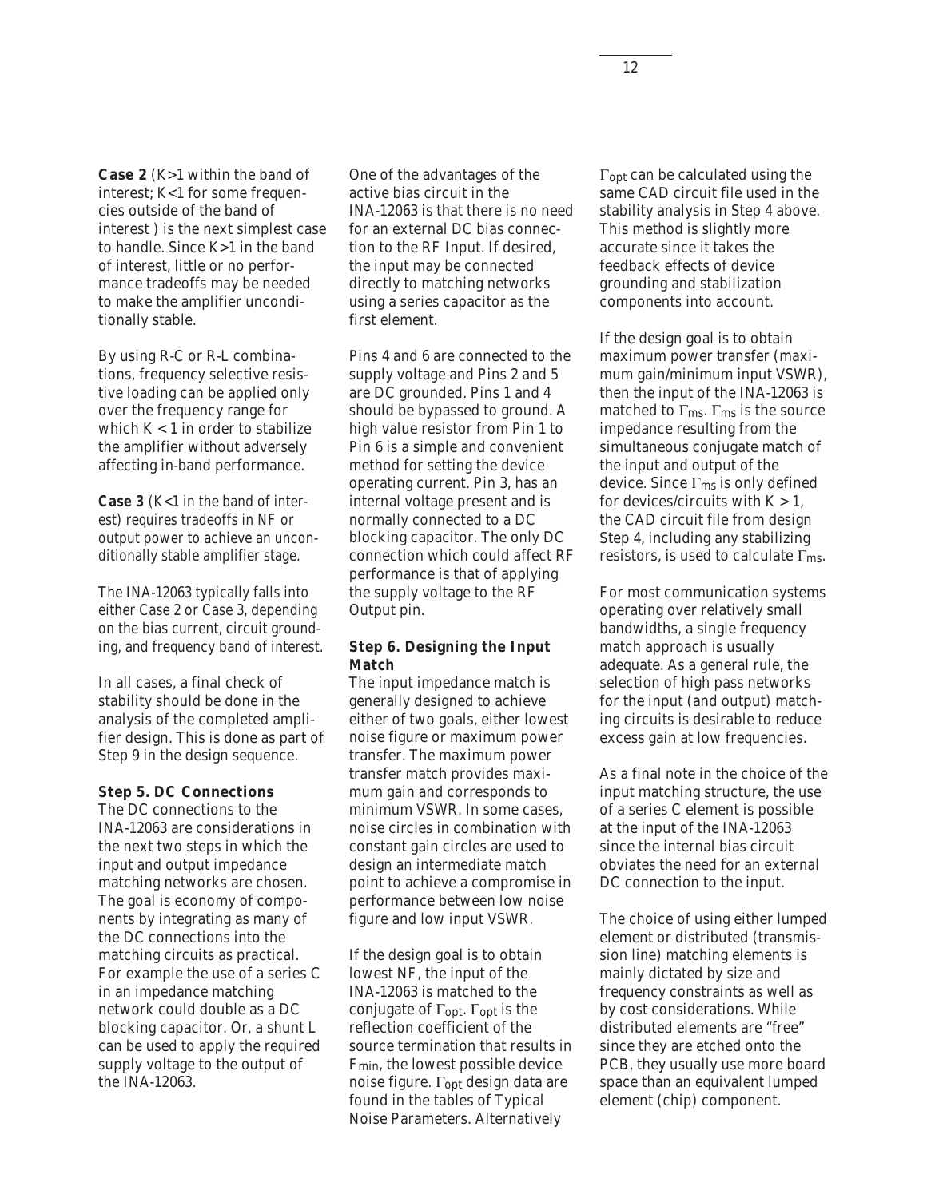**Case 2** (K>1 within the band of interest; K<1 for some frequencies outside of the band of interest ) is the next simplest case to handle. Since K>1 in the band of interest, little or no performance tradeoffs may be needed to make the amplifier unconditionally stable.

By using R-C or R-L combinations, frequency selective resistive loading can be applied only over the frequency range for which $K < 1$ in order to stabilize the amplifier without adversely affecting in-band performance.

**Case 3** (K<1 in the band of interest) requires tradeoffs in NF or output power to achieve an unconditionally stable amplifier stage.

The INA-12063 typically falls into either Case 2 or Case 3, depending on the bias current, circuit grounding, and frequency band of interest.

In all cases, a final check of stability should be done in the analysis of the completed amplifier design. This is done as part of Step 9 in the design sequence.

**Step 5. DC Connections**

The DC connections to the INA-12063 are considerations in the next two steps in which the input and output impedance matching networks are chosen. The goal is economy of components by integrating as many of the DC connections into the matching circuits as practical. For example the use of a series C in an impedance matching network could double as a DC blocking capacitor. Or, a shunt L can be used to apply the required supply voltage to the output of the INA-12063.

One of the advantages of the active bias circuit in the INA-12063 is that there is no need for an external DC bias connection to the RF Input. If desired, the input may be connected directly to matching networks using a series capacitor as the first element.

Pins 4 and 6 are connected to the supply voltage and Pins 2 and 5 are DC grounded. Pins 1 and 4 should be bypassed to ground. A high value resistor from Pin 1 to Pin 6 is a simple and convenient method for setting the device operating current. Pin 3, has an internal voltage present and is normally connected to a DC blocking capacitor. The only DC connection which could affect RF performance is that of applying the supply voltage to the RF Output pin.

**Step 6. Designing the Input Match**

The input impedance match is generally designed to achieve either of two goals, either lowest noise figure or maximum power transfer. The maximum power transfer match provides maximum gain and corresponds to minimum VSWR. In some cases, noise circles in combination with constant gain circles are used to design an intermediate match point to achieve a compromise in performance between low noise figure and low input VSWR.

If the design goal is to obtain lowest NF, the input of the INA-12063 is matched to the conjugate of $\Gamma_{opt}$. $\Gamma_{opt}$ is the reflection coefficient of the source termination that results in $F_{min}$, the lowest possible device noise figure. $\Gamma_{opt}$ design data are found in the tables of Typical Noise Parameters. Alternatively $\Gamma_{opt}$ can be calculated using the same CAD circuit file used in the stability analysis in Step 4 above. This method is slightly more accurate since it takes the feedback effects of device grounding and stabilization components into account.

If the design goal is to obtain maximum power transfer (maximum gain/minimum input VSWR), then the input of the INA-12063 is matched to $\Gamma_{ms}$. $\Gamma_{ms}$ is the source impedance resulting from the simultaneous conjugate match of the input and output of the device. Since $\Gamma_{ms}$ is only defined for devices/circuits with $K > 1$, the CAD circuit file from design Step 4, including any stabilizing resistors, is used to calculate $\Gamma_{ms}$.

For most communication systems operating over relatively small bandwidths, a single frequency match approach is usually adequate. As a general rule, the selection of high pass networks for the input (and output) matching circuits is desirable to reduce excess gain at low frequencies.

As a final note in the choice of the input matching structure, the use of a series C element is possible at the input of the INA-12063 since the internal bias circuit obviates the need for an external DC connection to the input.

The choice of using either lumped element or distributed (transmission line) matching elements is mainly dictated by size and frequency constraints as well as by cost considerations. While distributed elements are "free" since they are etched onto the PCB, they usually use more board space than an equivalent lumped element (chip) component.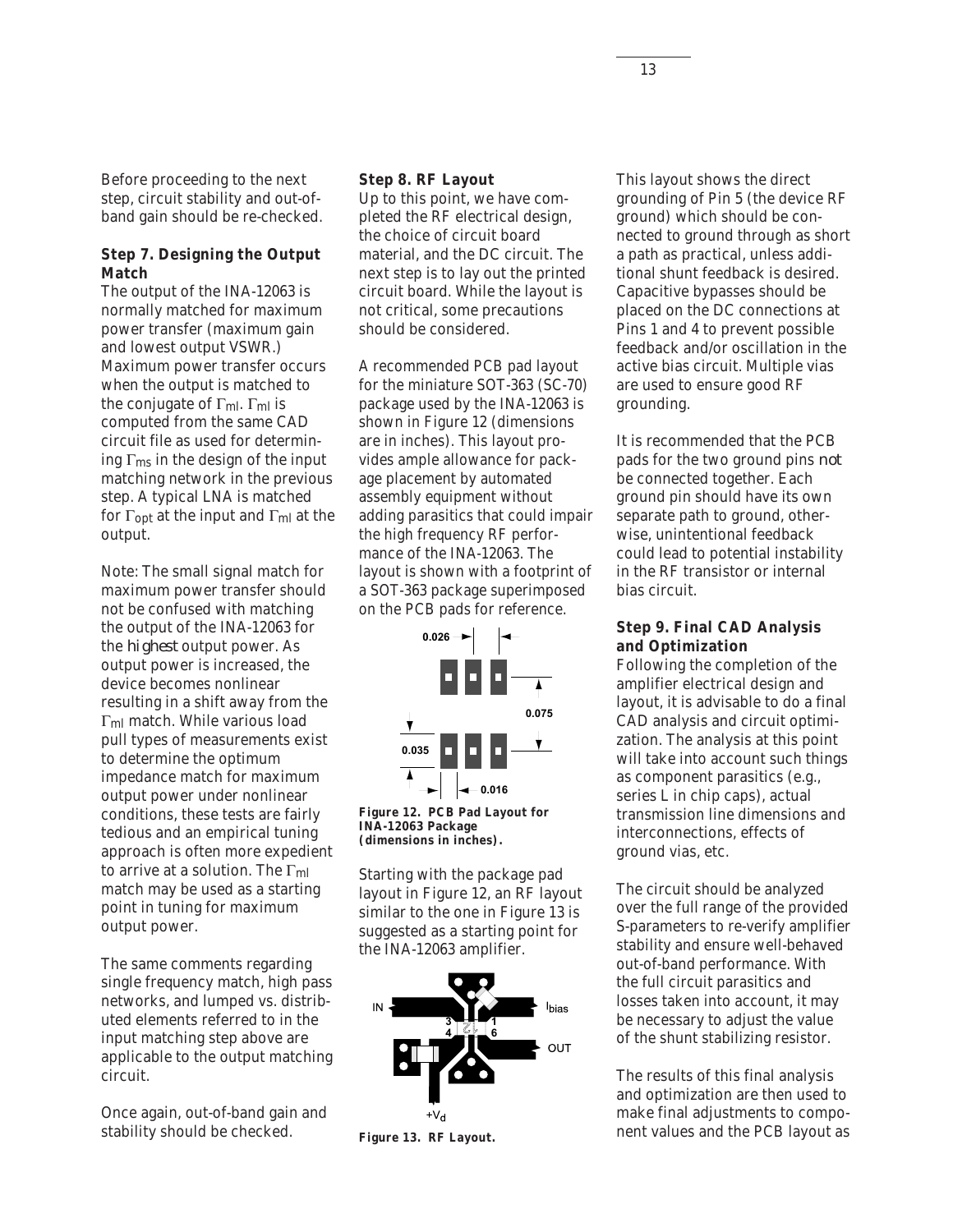Before proceeding to the next step, circuit stability and out-of-band gain should be re-checked.

**Step 7. Designing the Output Match**

The output of the INA-12063 is normally matched for maximum power transfer (maximum gain and lowest output VSWR.) Maximum power transfer occurs when the output is matched to the conjugate of $\Gamma_{ml}$. $\Gamma_{ml}$ is computed from the same CAD circuit file as used for determining $\Gamma_{ms}$ in the design of the input matching network in the previous step. A typical LNA is matched for $\Gamma_{opt}$ at the input and $\Gamma_{ml}$ at the output.

Note: The small signal match for maximum power transfer should not be confused with matching the output of the INA-12063 for the *highest* output power. As output power is increased, the device becomes nonlinear resulting in a shift away from the $\Gamma_{ml}$ match. While various load pull types of measurements exist to determine the optimum impedance match for maximum output power under nonlinear conditions, these tests are fairly tedious and an empirical tuning approach is often more expedient to arrive at a solution. The $\Gamma_{ml}$ match may be used as a starting point in tuning for maximum output power.

The same comments regarding single frequency match, high pass networks, and lumped vs. distributed elements referred to in the input matching step above are applicable to the output matching circuit.

Once again, out-of-band gain and stability should be checked.

**Step 8. RF Layout**

Up to this point, we have completed the RF electrical design, the choice of circuit board material, and the DC circuit. The next step is to lay out the printed circuit board. While the layout is not critical, some precautions should be considered.

A recommended PCB pad layout for the miniature SOT-363 (SC-70) package used by the INA-12063 is shown in Figure 12 (dimensions are in inches). This layout provides ample allowance for package placement by automated assembly equipment without adding parasitics that could impair the high frequency RF performance of the INA-12063. The layout is shown with a footprint of a SOT-363 package superimposed on the PCB pads for reference.

0.026 | 0.075 | 0.035 | 0.016

**Figure 12. PCB Pad Layout for INA-12063 Package (dimensions in inches).**

Starting with the package pad layout in Figure 12, an RF layout similar to the one in Figure 13 is suggested as a starting point for the INA-12063 amplifier.

IN | $I_{bias}$ | OUT | $+V_d$ | 3 | 4 | 1 | 6

**Figure 13. RF Layout.**

This layout shows the direct grounding of Pin 5 (the device RF ground) which should be connected to ground through as short a path as practical, unless additional shunt feedback is desired. Capacitive bypasses should be placed on the DC connections at Pins 1 and 4 to prevent possible feedback and/or oscillation in the active bias circuit. Multiple vias are used to ensure good RF grounding.

It is recommended that the PCB pads for the two ground pins *not* be connected together. Each ground pin should have its own separate path to ground, otherwise, unintentional feedback could lead to potential instability in the RF transistor or internal bias circuit.

**Step 9. Final CAD Analysis and Optimization**

Following the completion of the amplifier electrical design and layout, it is advisable to do a final CAD analysis and circuit optimization. The analysis at this point will take into account such things as component parasitics (e.g., series L in chip caps), actual transmission line dimensions and interconnections, effects of ground vias, etc.

The circuit should be analyzed over the full range of the provided S-parameters to re-verify amplifier stability and ensure well-behaved out-of-band performance. With the full circuit parasitics and losses taken into account, it may be necessary to adjust the value of the shunt stabilizing resistor.

The results of this final analysis and optimization are then used to make final adjustments to component values and the PCB layout as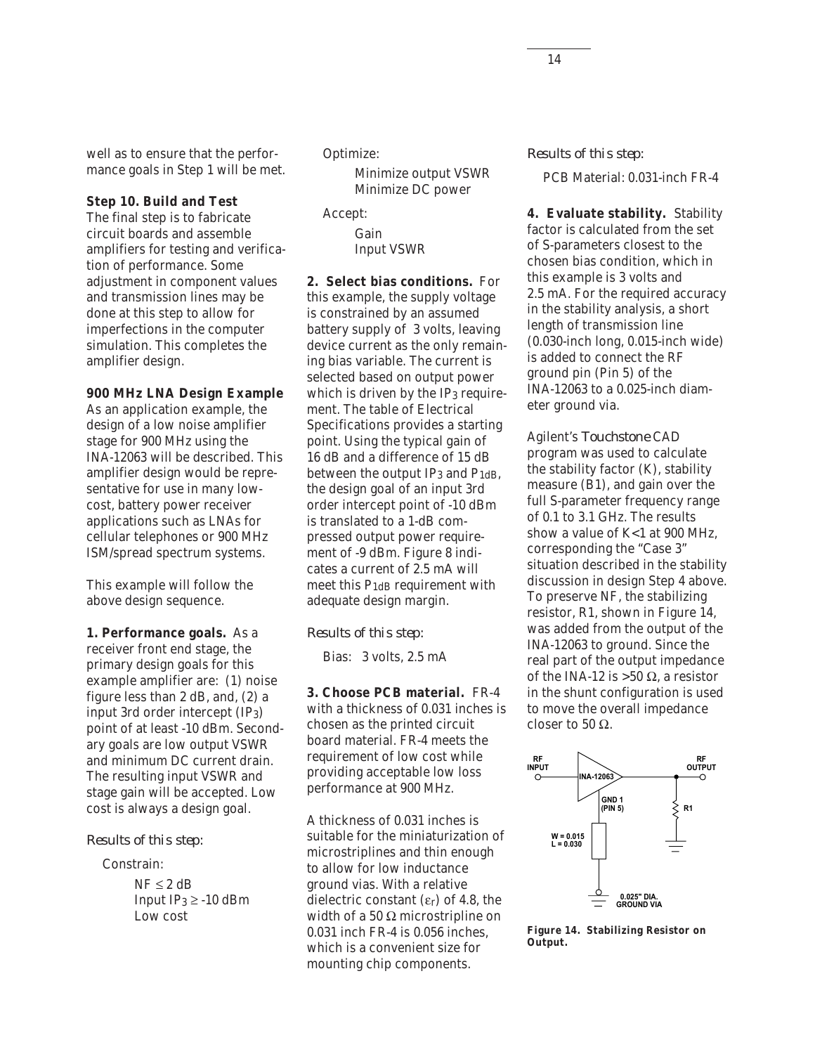well as to ensure that the performance goals in Step 1 will be met.

**Step 10. Build and Test**
The final step is to fabricate circuit boards and assemble amplifiers for testing and verification of performance. Some adjustment in component values and transmission lines may be done at this step to allow for imperfections in the computer simulation. This completes the amplifier design.

**900 MHz LNA Design Example**
As an application example, the design of a low noise amplifier stage for 900 MHz using the INA-12063 will be described. This amplifier design would be representative for use in many low-cost, battery power receiver applications such as LNAs for cellular telephones or 900 MHz ISM/spread spectrum systems.

This example will follow the above design sequence.

**1. Performance goals.** As a receiver front end stage, the primary design goals for this example amplifier are: (1) noise figure less than 2 dB, and, (2) a input 3rd order intercept ($IP_3$) point of at least -10 dBm. Secondary goals are low output VSWR and minimum DC current drain. The resulting input VSWR and stage gain will be accepted. Low cost is always a design goal.

*Results of this step:*

Constrain:

- $NF \leq 2$ dB
- Input $IP_3 \geq -10$ dBm
- Low cost

Optimize:

- Minimize output VSWR
- Minimize DC power

Accept:

- Gain
- Input VSWR

**2. Select bias conditions.** For this example, the supply voltage is constrained by an assumed battery supply of 3 volts, leaving device current as the only remaining bias variable. The current is selected based on output power which is driven by the $IP_3$ requirement. The table of Electrical Specifications provides a starting point. Using the typical gain of 16 dB and a difference of 15 dB between the output $IP_3$ and $P_{1dB}$, the design goal of an input 3rd order intercept point of -10 dBm is translated to a 1-dB compressed output power requirement of -9 dBm. Figure 8 indicates a current of 2.5 mA will meet this $P_{1dB}$ requirement with adequate design margin.

*Results of this step:*

Bias: 3 volts, 2.5 mA

**3. Choose PCB material.** FR-4 with a thickness of 0.031 inches is chosen as the printed circuit board material. FR-4 meets the requirement of low cost while providing acceptable low loss performance at 900 MHz.

A thickness of 0.031 inches is suitable for the miniaturization of microstriplines and thin enough to allow for low inductance ground vias. With a relative dielectric constant ($\varepsilon_r$) of 4.8, the width of a 50 Ω microstripline on 0.031 inch FR-4 is 0.056 inches, which is a convenient size for mounting chip components.

*Results of this step:*

PCB Material: 0.031-inch FR-4

**4. Evaluate stability.** Stability factor is calculated from the set of S-parameters closest to the chosen bias condition, which in this example is 3 volts and 2.5 mA. For the required accuracy in the stability analysis, a short length of transmission line (0.030-inch long, 0.015-inch wide) is added to connect the RF ground pin (Pin 5) of the INA-12063 to a 0.025-inch diameter ground via.

Agilent's *Touchstone* CAD program was used to calculate the stability factor (K), stability measure (B1), and gain over the full S-parameter frequency range of 0.1 to 3.1 GHz. The results show a value of K<1 at 900 MHz, corresponding the "Case 3" situation described in the stability discussion in design Step 4 above. To preserve NF, the stabilizing resistor, R1, shown in Figure 14, was added from the output of the INA-12063 to ground. Since the real part of the output impedance of the INA-12 is >50 Ω, a resistor in the shunt configuration is used to move the overall impedance closer to 50 Ω.

**Figure 14. Stabilizing Resistor on Output.**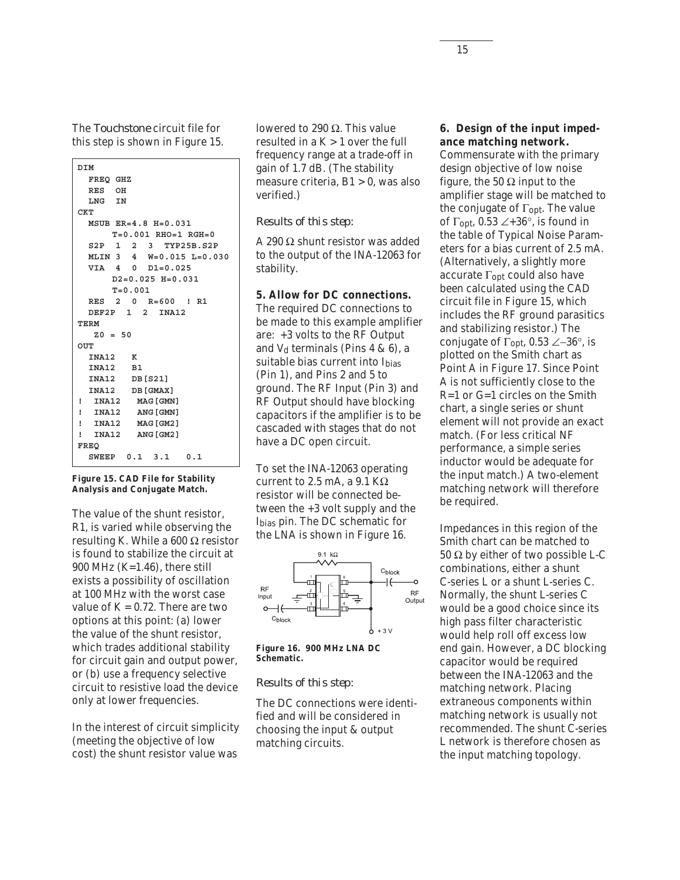The *Touchstone* circuit file for this step is shown in Figure 15.

```
DIM
  FREQ GHZ
  RES  OH
  LNG  IN
CKT
  MSUB ER=4.8 H=0.031
       T=0.001 RHO=1 RGH=0
  S2P  1  2  3  TYP25B.S2P
  MLIN 3  4  W=0.015 L=0.030
  VIA  4  0  D1=0.025
       D2=0.025 H=0.031
       T=0.001
  RES  2  0  R=600  ! R1
  DEF2P  1  2  INA12
TERM
   Z0 = 50
OUT
  INA12   K
  INA12   B1
  INA12   DB[S21]
  INA12   DB[GMAX]
!  INA12   MAG[GMN]
!  INA12   ANG[GMN]
!  INA12   MAG[GM2]
!  INA12   ANG[GM2]
FREQ
  SWEEP  0.1  3.1   0.1
```

**Figure 15. CAD File for Stability Analysis and Conjugate Match.**

The value of the shunt resistor, R1, is varied while observing the resulting K. While a 600 Ω resistor is found to stabilize the circuit at 900 MHz (K=1.46), there still exists a possibility of oscillation at 100 MHz with the worst case value of K = 0.72. There are two options at this point: (a) lower the value of the shunt resistor, which trades additional stability for circuit gain and output power, or (b) use a frequency selective circuit to resistive load the device only at lower frequencies.

In the interest of circuit simplicity (meeting the objective of low cost) the shunt resistor value was lowered to 290 Ω. This value resulted in a K > 1 over the full frequency range at a trade-off in gain of 1.7 dB. (The stability measure criteria, B1 > 0, was also verified.)

*Results of this step:*

A 290 Ω shunt resistor was added to the output of the INA-12063 for stability.

**5. Allow for DC connections.**

The required DC connections to be made to this example amplifier are: +3 volts to the RF Output and $V_d$ terminals (Pins 4 & 6), a suitable bias current into $I_{bias}$ (Pin 1), and Pins 2 and 5 to ground. The RF Input (Pin 3) and RF Output should have blocking capacitors if the amplifier is to be cascaded with stages that do not have a DC open circuit.

To set the INA-12063 operating current to 2.5 mA, a 9.1 KΩ resistor will be connected between the +3 volt supply and the $I_{bias}$ pin. The DC schematic for the LNA is shown in Figure 16.

**Figure 16. 900 MHz LNA DC Schematic.**

*Results of this step:*

The DC connections were identified and will be considered in choosing the input & output matching circuits.

**6. Design of the input impedance matching network.**

Commensurate with the primary design objective of low noise figure, the 50 Ω input to the amplifier stage will be matched to the conjugate of $\Gamma_{opt}$. The value of $\Gamma_{opt}$, 0.53 $\angle$+36°, is found in the table of Typical Noise Parameters for a bias current of 2.5 mA. (Alternatively, a slightly more accurate $\Gamma_{opt}$ could also have been calculated using the CAD circuit file in Figure 15, which includes the RF ground parasitics and stabilizing resistor.) The conjugate of $\Gamma_{opt}$, 0.53 $\angle$–36°, is plotted on the Smith chart as Point A in Figure 17. Since Point A is not sufficiently close to the R=1 or G=1 circles on the Smith chart, a single series or shunt element will not provide an exact match. (For less critical NF performance, a simple series inductor would be adequate for the input match.) A two-element matching network will therefore be required.

Impedances in this region of the Smith chart can be matched to 50 Ω by either of two possible L-C combinations, either a shunt C-series L or a shunt L-series C. Normally, the shunt L-series C would be a good choice since its high pass filter characteristic would help roll off excess low end gain. However, a DC blocking capacitor would be required between the INA-12063 and the matching network. Placing extraneous components within matching network is usually not recommended. The shunt C-series L network is therefore chosen as the input matching topology.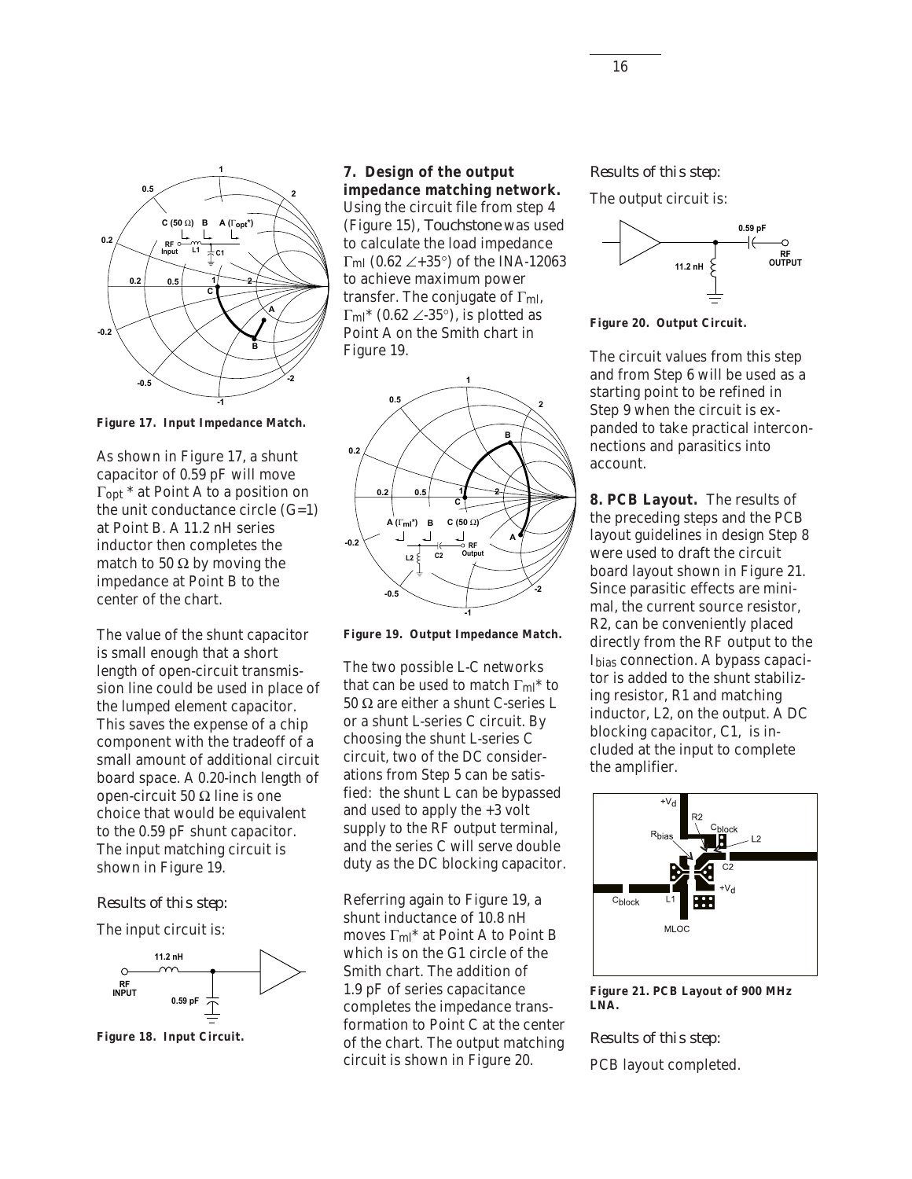Figure 17. Input Impedance Match.

As shown in Figure 17, a shunt capacitor of 0.59 pF will move $\Gamma_{opt}$ * at Point A to a position on the unit conductance circle (G=1) at Point B. A 11.2 nH series inductor then completes the match to 50 Ω by moving the impedance at Point B to the center of the chart.

The value of the shunt capacitor is small enough that a short length of open-circuit transmission line could be used in place of the lumped element capacitor. This saves the expense of a chip component with the tradeoff of a small amount of additional circuit board space. A 0.20-inch length of open-circuit 50 Ω line is one choice that would be equivalent to the 0.59 pF shunt capacitor. The input matching circuit is shown in Figure 19.

*Results of this step:*

The input circuit is:

Figure 18. Input Circuit.

**7. Design of the output impedance matching network.** Using the circuit file from step 4 (Figure 15), *Touchstone* was used to calculate the load impedance $\Gamma_{ml}$ (0.62 ∠+35°) of the INA-12063 to achieve maximum power transfer. The conjugate of $\Gamma_{ml}$, $\Gamma_{ml}$* (0.62 ∠-35°), is plotted as Point A on the Smith chart in Figure 19.

Figure 19. Output Impedance Match.

The two possible L-C networks that can be used to match $\Gamma_{ml}$* to 50 Ω are either a shunt C-series L or a shunt L-series C circuit. By choosing the shunt L-series C circuit, two of the DC considerations from Step 5 can be satisfied: the shunt L can be bypassed and used to apply the +3 volt supply to the RF output terminal, and the series C will serve double duty as the DC blocking capacitor.

Referring again to Figure 19, a shunt inductance of 10.8 nH moves $\Gamma_{ml}$* at Point A to Point B which is on the G1 circle of the Smith chart. The addition of 1.9 pF of series capacitance completes the impedance transformation to Point C at the center of the chart. The output matching circuit is shown in Figure 20.

*Results of this step:*

The output circuit is:

Figure 20. Output Circuit.

The circuit values from this step and from Step 6 will be used as a starting point to be refined in Step 9 when the circuit is expanded to take practical interconnections and parasitics into account.

**8. PCB Layout.** The results of the preceding steps and the PCB layout guidelines in design Step 8 were used to draft the circuit board layout shown in Figure 21. Since parasitic effects are minimal, the current source resistor, R2, can be conveniently placed directly from the RF output to the $I_{bias}$ connection. A bypass capacitor is added to the shunt stabilizing resistor, R1 and matching inductor, L2, on the output. A DC blocking capacitor, C1, is included at the input to complete the amplifier.

Figure 21. PCB Layout of 900 MHz LNA.

*Results of this step:*

PCB layout completed.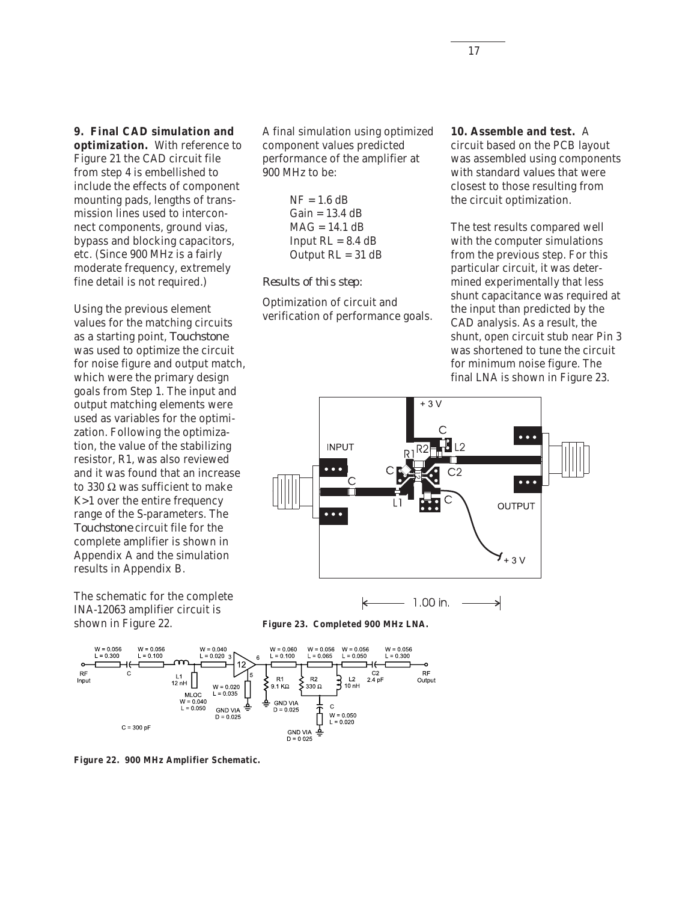**9. Final CAD simulation and optimization.** With reference to Figure 21 the CAD circuit file from step 4 is embellished to include the effects of component mounting pads, lengths of transmission lines used to interconnect components, ground vias, bypass and blocking capacitors, etc. (Since 900 MHz is a fairly moderate frequency, extremely fine detail is not required.)

Using the previous element values for the matching circuits as a starting point, *Touchstone* was used to optimize the circuit for noise figure and output match, which were the primary design goals from Step 1. The input and output matching elements were used as variables for the optimization. Following the optimization, the value of the stabilizing resistor, R1, was also reviewed and it was found that an increase to 330 Ω was sufficient to make K>1 over the entire frequency range of the S-parameters. The *Touchstone* circuit file for the complete amplifier is shown in Appendix A and the simulation results in Appendix B.

The schematic for the complete INA-12063 amplifier circuit is shown in Figure 22.

A final simulation using optimized component values predicted performance of the amplifier at 900 MHz to be:

NF = 1.6 dB
Gain = 13.4 dB
MAG = 14.1 dB
Input RL = 8.4 dB
Output RL = 31 dB

*Results of this step:*

Optimization of circuit and verification of performance goals.

**10. Assemble and test.** A circuit based on the PCB layout was assembled using components with standard values that were closest to those resulting from the circuit optimization.

The test results compared well with the computer simulations from the previous step. For this particular circuit, it was determined experimentally that less shunt capacitance was required at the input than predicted by the CAD analysis. As a result, the shunt, open circuit stub near Pin 3 was shortened to tune the circuit for minimum noise figure. The final LNA is shown in Figure 23.

**Figure 23. Completed 900 MHz LNA.**

**Figure 22. 900 MHz Amplifier Schematic.**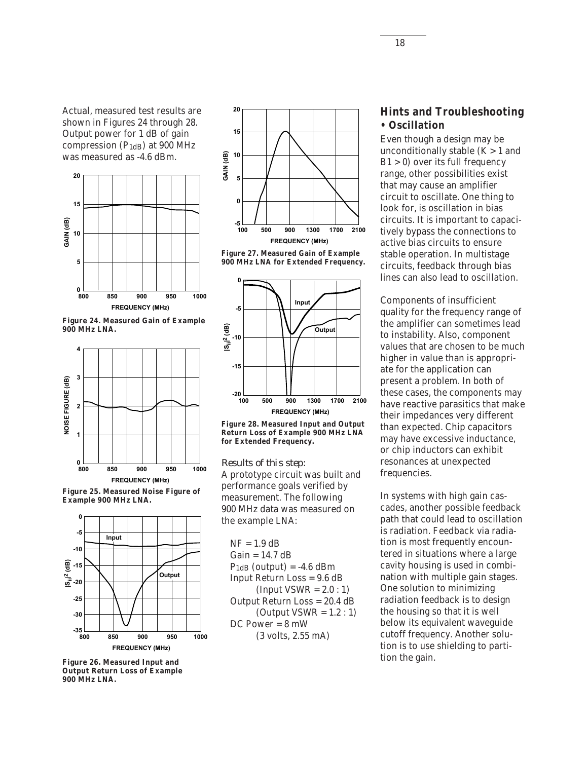Actual, measured test results are shown in Figures 24 through 28. Output power for 1 dB of gain compression ($P_{1dB}$) at 900 MHz was measured as -4.6 dBm.

**Figure 24. Measured Gain of Example 900 MHz LNA.**

**Figure 25. Measured Noise Figure of Example 900 MHz LNA.**

**Figure 26. Measured Input and Output Return Loss of Example 900 MHz LNA.**

**Figure 27. Measured Gain of Example 900 MHz LNA for Extended Frequency.**

**Figure 28. Measured Input and Output Return Loss of Example 900 MHz LNA for Extended Frequency.**

*Results of this step:*

A prototype circuit was built and performance goals verified by measurement. The following 900 MHz data was measured on the example LNA:

NF = 1.9 dB
Gain = 14.7 dB
$P_{1dB}$ (output) = -4.6 dBm
Input Return Loss = 9.6 dB
(Input VSWR = 2.0 : 1)
Output Return Loss = 20.4 dB
(Output VSWR = 1.2 : 1)
DC Power = 8 mW
(3 volts, 2.55 mA)

## Hints and Troubleshooting

### • Oscillation

Even though a design may be unconditionally stable (K > 1 and B1 > 0) over its full frequency range, other possibilities exist that may cause an amplifier circuit to oscillate. One thing to look for, is oscillation in bias circuits. It is important to capacitively bypass the connections to active bias circuits to ensure stable operation. In multistage circuits, feedback through bias lines can also lead to oscillation.

Components of insufficient quality for the frequency range of the amplifier can sometimes lead to instability. Also, component values that are chosen to be much higher in value than is appropriate for the application can present a problem. In both of these cases, the components may have reactive parasitics that make their impedances very different than expected. Chip capacitors may have excessive inductance, or chip inductors can exhibit resonances at unexpected frequencies.

In systems with high gain cascades, another possible feedback path that could lead to oscillation is radiation. Feedback via radiation is most frequently encountered in situations where a large cavity housing is used in combination with multiple gain stages. One solution to minimizing radiation feedback is to design the housing so that it is well below its equivalent waveguide cutoff frequency. Another solution is to use shielding to partition the gain.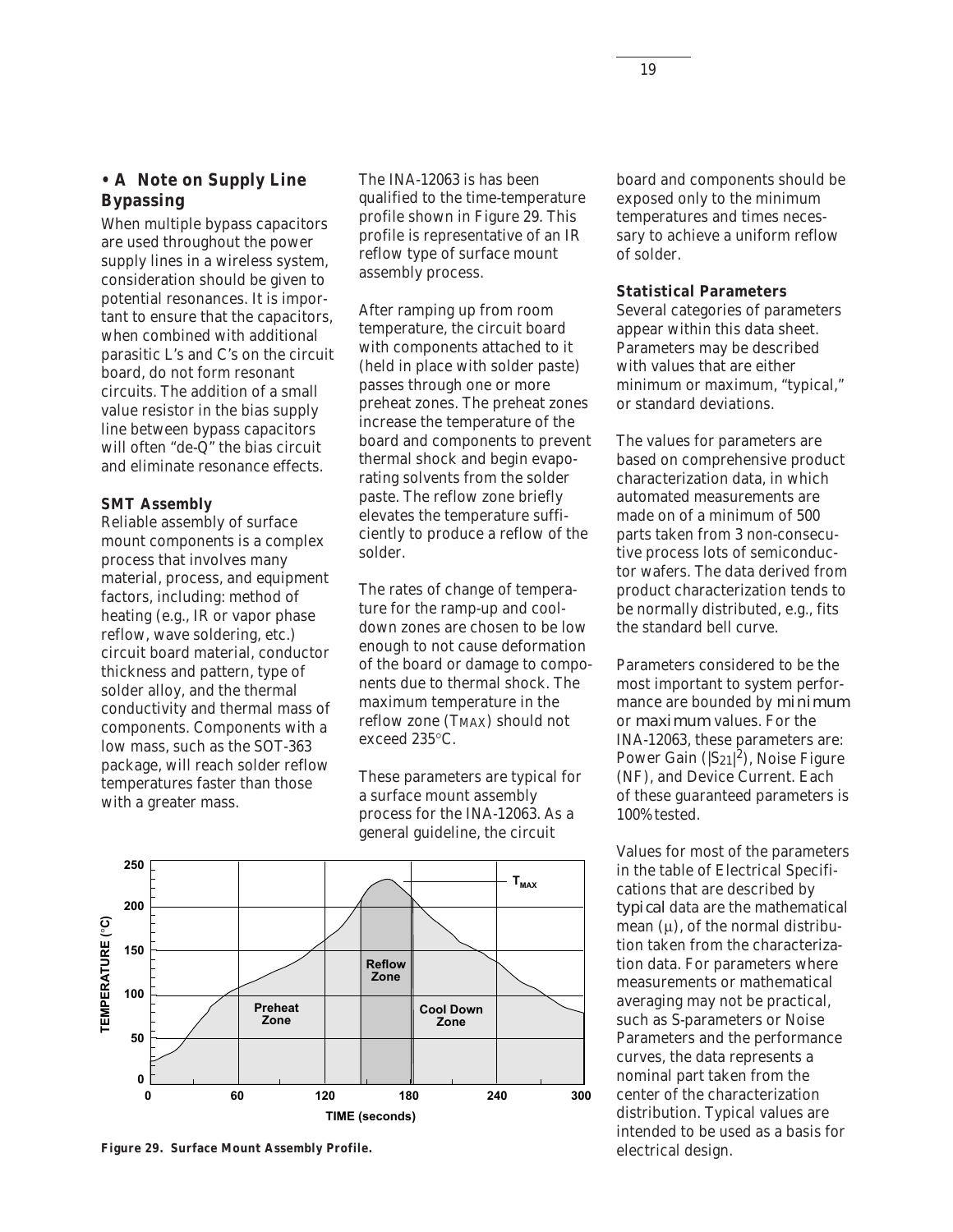**• A Note on Supply Line Bypassing**

When multiple bypass capacitors are used throughout the power supply lines in a wireless system, consideration should be given to potential resonances. It is important to ensure that the capacitors, when combined with additional parasitic L's and C's on the circuit board, do not form resonant circuits. The addition of a small value resistor in the bias supply line between bypass capacitors will often "de-Q" the bias circuit and eliminate resonance effects.

**SMT Assembly**

Reliable assembly of surface mount components is a complex process that involves many material, process, and equipment factors, including: method of heating (e.g., IR or vapor phase reflow, wave soldering, etc.) circuit board material, conductor thickness and pattern, type of solder alloy, and the thermal conductivity and thermal mass of components. Components with a low mass, such as the SOT-363 package, will reach solder reflow temperatures faster than those with a greater mass.

The INA-12063 is has been qualified to the time-temperature profile shown in Figure 29. This profile is representative of an IR reflow type of surface mount assembly process.

After ramping up from room temperature, the circuit board with components attached to it (held in place with solder paste) passes through one or more preheat zones. The preheat zones increase the temperature of the board and components to prevent thermal shock and begin evaporating solvents from the solder paste. The reflow zone briefly elevates the temperature sufficiently to produce a reflow of the solder.

The rates of change of temperature for the ramp-up and cool-down zones are chosen to be low enough to not cause deformation of the board or damage to components due to thermal shock. The maximum temperature in the reflow zone ($T_{MAX}$) should not exceed 235°C.

These parameters are typical for a surface mount assembly process for the INA-12063. As a general guideline, the circuit board and components should be exposed only to the minimum temperatures and times necessary to achieve a uniform reflow of solder.

**Figure 29. Surface Mount Assembly Profile.**

**Statistical Parameters**

Several categories of parameters appear within this data sheet. Parameters may be described with values that are either minimum or maximum, "typical," or standard deviations.

The values for parameters are based on comprehensive product characterization data, in which automated measurements are made on of a minimum of 500 parts taken from 3 non-consecutive process lots of semiconductor wafers. The data derived from product characterization tends to be normally distributed, e.g., fits the standard bell curve.

Parameters considered to be the most important to system performance are bounded by *minimum* or *maximum* values. For the INA-12063, these parameters are: Power Gain ($|S_{21}|^2$), Noise Figure (NF), and Device Current. Each of these guaranteed parameters is 100% tested.

Values for most of the parameters in the table of Electrical Specifications that are described by *typical* data are the mathematical mean ($\mu$), of the normal distribution taken from the characterization data. For parameters where measurements or mathematical averaging may not be practical, such as S-parameters or Noise Parameters and the performance curves, the data represents a nominal part taken from the center of the characterization distribution. Typical values are intended to be used as a basis for electrical design.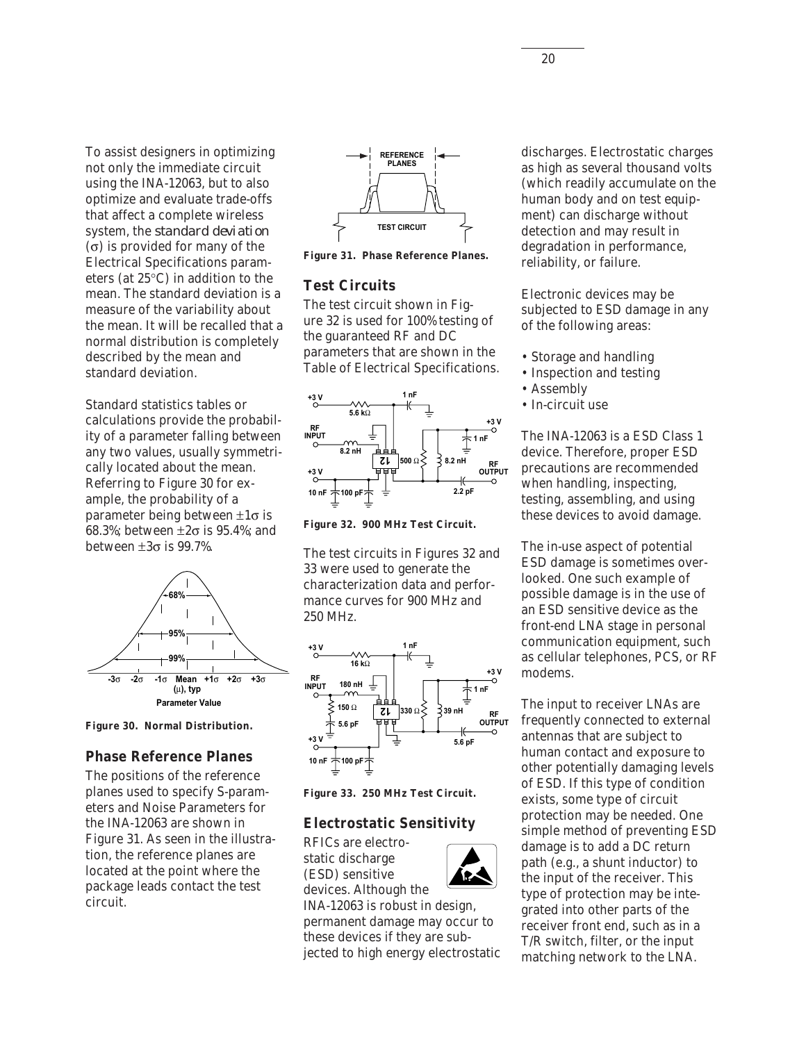To assist designers in optimizing not only the immediate circuit using the INA-12063, but to also optimize and evaluate trade-offs that affect a complete wireless system, the *standard deviation* ($\sigma$) is provided for many of the Electrical Specifications parameters (at 25°C) in addition to the mean. The standard deviation is a measure of the variability about the mean. It will be recalled that a normal distribution is completely described by the mean and standard deviation.

Standard statistics tables or calculations provide the probability of a parameter falling between any two values, usually symmetrically located about the mean. Referring to Figure 30 for example, the probability of a parameter being between $\pm 1\sigma$ is 68.3%; between $\pm 2\sigma$ is 95.4%; and between $\pm 3\sigma$ is 99.7%.

**Figure 30. Normal Distribution.**

## Phase Reference Planes

The positions of the reference planes used to specify S-parameters and Noise Parameters for the INA-12063 are shown in Figure 31. As seen in the illustration, the reference planes are located at the point where the package leads contact the test circuit.

**Figure 31. Phase Reference Planes.**

## Test Circuits

The test circuit shown in Figure 32 is used for 100% testing of the guaranteed RF and DC parameters that are shown in the Table of Electrical Specifications.

**Figure 32. 900 MHz Test Circuit.**

The test circuits in Figures 32 and 33 were used to generate the characterization data and performance curves for 900 MHz and 250 MHz.

**Figure 33. 250 MHz Test Circuit.**

## Electrostatic Sensitivity

RFICs are electrostatic discharge (ESD) sensitive devices. Although the INA-12063 is robust in design, permanent damage may occur to these devices if they are subjected to high energy electrostatic discharges. Electrostatic charges as high as several thousand volts (which readily accumulate on the human body and on test equipment) can discharge without detection and may result in degradation in performance, reliability, or failure.

Electronic devices may be subjected to ESD damage in any of the following areas:

- Storage and handling
- Inspection and testing
- Assembly
- In-circuit use

The INA-12063 is a ESD Class 1 device. Therefore, proper ESD precautions are recommended when handling, inspecting, testing, assembling, and using these devices to avoid damage.

The in-use aspect of potential ESD damage is sometimes overlooked. One such example of possible damage is in the use of an ESD sensitive device as the front-end LNA stage in personal communication equipment, such as cellular telephones, PCS, or RF modems.

The input to receiver LNAs are frequently connected to external antennas that are subject to human contact and exposure to other potentially damaging levels of ESD. If this type of condition exists, some type of circuit protection may be needed. One simple method of preventing ESD damage is to add a DC return path (e.g., a shunt inductor) to the input of the receiver. This type of protection may be integrated into other parts of the receiver front end, such as in a T/R switch, filter, or the input matching network to the LNA.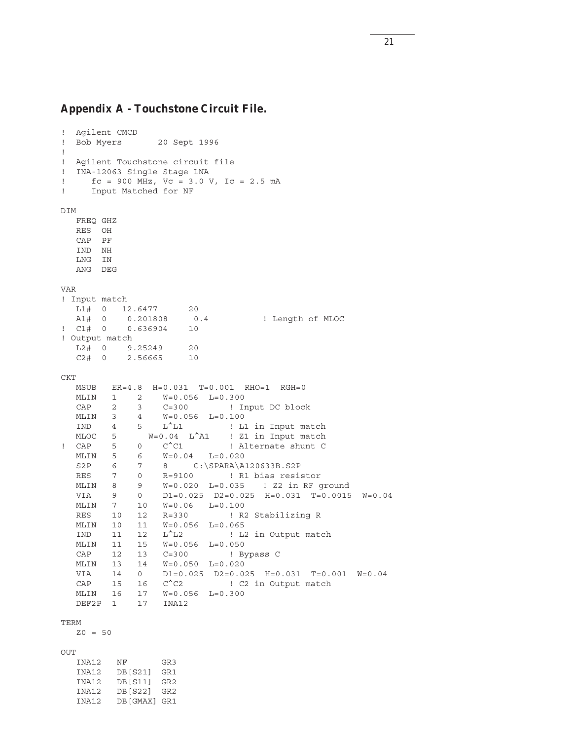## Appendix A - Touchstone Circuit File.

```
!  Agilent CMCD
!  Bob Myers       20 Sept 1996
!
!  Agilent Touchstone circuit file
!  INA-12063 Single Stage LNA
!     fc = 900 MHz, Vc = 3.0 V, Ic = 2.5 mA
!     Input Matched for NF

DIM
   FREQ GHZ
   RES  OH
   CAP  PF
   IND  NH
   LNG  IN
   ANG  DEG

VAR
! Input match
   L1#  0   12.6477      20
   A1#  0    0.201808     0.4          ! Length of MLOC
!  C1#  0    0.636904    10
! Output match
   L2#  0    9.25249     20
   C2#  0    2.56665     10

CKT
   MSUB   ER=4.8  H=0.031  T=0.001  RHO=1  RGH=0
   MLIN   1    2    W=0.056  L=0.300
   CAP    2    3    C=300        ! Input DC block
   MLIN   3    4    W=0.056  L=0.100
   IND    4    5    L^L1         ! L1 in Input match
   MLOC   5       W=0.04  L^A1    ! Z1 in Input match
!  CAP    5    0    C^C1         ! Alternate shunt C
   MLIN   5    6    W=0.04   L=0.020
   S2P    6    7    8     C:\SPARA\A120633B.S2P
   RES    7    0    R=9100       ! R1 bias resistor
   MLIN   8    9    W=0.020  L=0.035   ! Z2 in RF ground
   VIA    9    0    D1=0.025  D2=0.025  H=0.031  T=0.0015  W=0.04
   MLIN   7    10   W=0.06   L=0.100
   RES    10   12   R=330        ! R2 Stabilizing R
   MLIN   10   11   W=0.056  L=0.065
   IND    11   12   L^L2         ! L2 in Output match
   MLIN   11   15   W=0.056  L=0.050
   CAP    12   13   C=300        ! Bypass C
   MLIN   13   14   W=0.050  L=0.020
   VIA    14   0    D1=0.025  D2=0.025  H=0.031  T=0.001  W=0.04
   CAP    15   16   C^C2         ! C2 in Output match
   MLIN   16   17   W=0.056  L=0.300
   DEF2P  1    17   INA12

TERM
   Z0 = 50

OUT
   INA12   NF       GR3
   INA12   DB[S21]  GR1
   INA12   DB[S11]  GR2
   INA12   DB[S22]  GR2
   INA12   DB[GMAX] GR1
```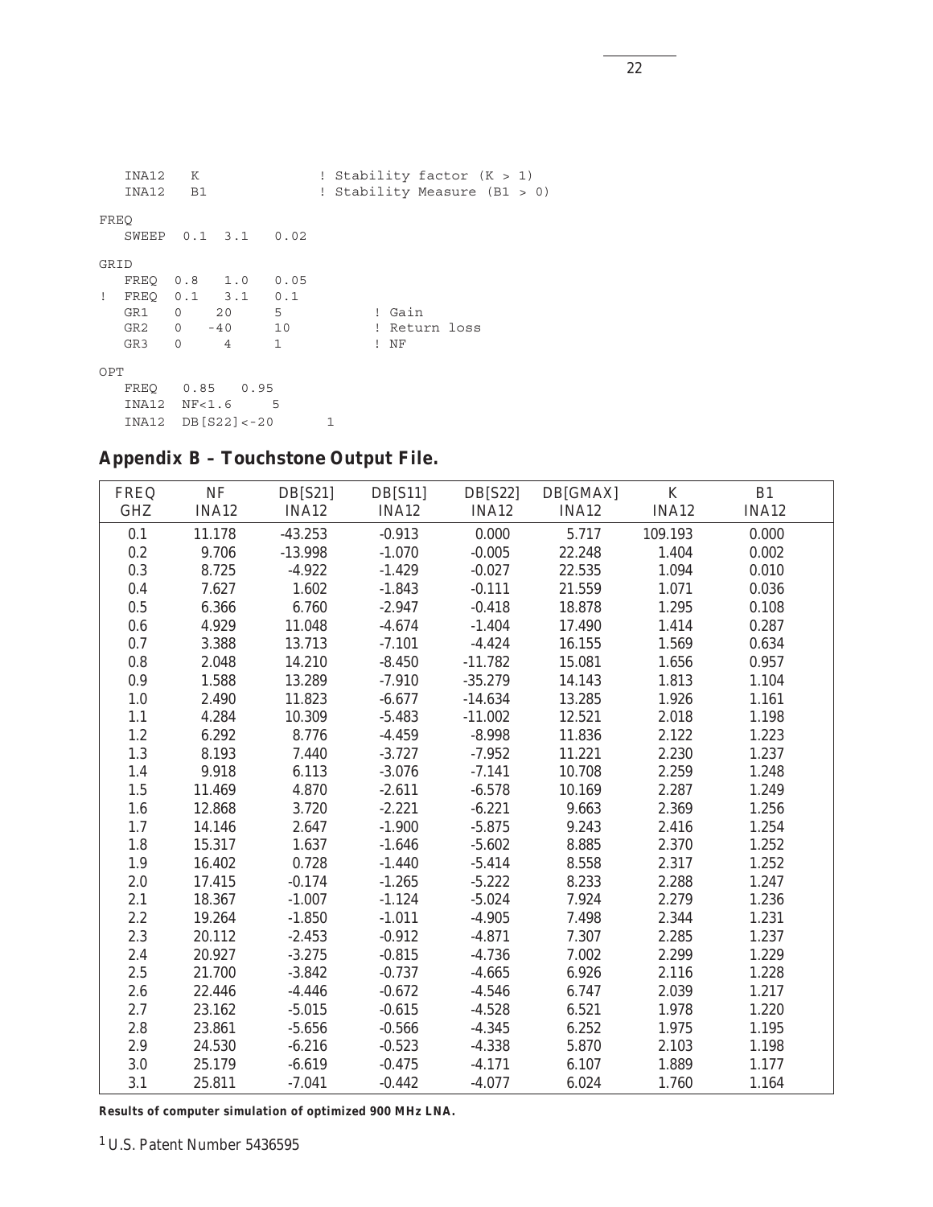```
   INA12   K              ! Stability factor (K > 1)
   INA12   B1             ! Stability Measure (B1 > 0)

FREQ
   SWEEP  0.1  3.1   0.02

GRID
   FREQ  0.8   1.0   0.05
!  FREQ  0.1   3.1   0.1
   GR1   0    20     5          ! Gain
   GR2   0   -40     10         ! Return loss
   GR3   0     4     1          ! NF

OPT
   FREQ   0.85   0.95
   INA12  NF<1.6     5
   INA12  DB[S22]<-20      1
```

## Appendix B – Touchstone Output File.

| FREQ GHZ | NF INA12 | DB[S21] INA12 | DB[S11] INA12 | DB[S22] INA12 | DB[GMAX] INA12 | K INA12 | B1 INA12 |
|---|---|---|---|---|---|---|---|
| 0.1 | 11.178 | -43.253 | -0.913 | 0.000 | 5.717 | 109.193 | 0.000 |
| 0.2 | 9.706 | -13.998 | -1.070 | -0.005 | 22.248 | 1.404 | 0.002 |
| 0.3 | 8.725 | -4.922 | -1.429 | -0.027 | 22.535 | 1.094 | 0.010 |
| 0.4 | 7.627 | 1.602 | -1.843 | -0.111 | 21.559 | 1.071 | 0.036 |
| 0.5 | 6.366 | 6.760 | -2.947 | -0.418 | 18.878 | 1.295 | 0.108 |
| 0.6 | 4.929 | 11.048 | -4.674 | -1.404 | 17.490 | 1.414 | 0.287 |
| 0.7 | 3.388 | 13.713 | -7.101 | -4.424 | 16.155 | 1.569 | 0.634 |
| 0.8 | 2.048 | 14.210 | -8.450 | -11.782 | 15.081 | 1.656 | 0.957 |
| 0.9 | 1.588 | 13.289 | -7.910 | -35.279 | 14.143 | 1.813 | 1.104 |
| 1.0 | 2.490 | 11.823 | -6.677 | -14.634 | 13.285 | 1.926 | 1.161 |
| 1.1 | 4.284 | 10.309 | -5.483 | -11.002 | 12.521 | 2.018 | 1.198 |
| 1.2 | 6.292 | 8.776 | -4.459 | -8.998 | 11.836 | 2.122 | 1.223 |
| 1.3 | 8.193 | 7.440 | -3.727 | -7.952 | 11.221 | 2.230 | 1.237 |
| 1.4 | 9.918 | 6.113 | -3.076 | -7.141 | 10.708 | 2.259 | 1.248 |
| 1.5 | 11.469 | 4.870 | -2.611 | -6.578 | 10.169 | 2.287 | 1.249 |
| 1.6 | 12.868 | 3.720 | -2.221 | -6.221 | 9.663 | 2.369 | 1.256 |
| 1.7 | 14.146 | 2.647 | -1.900 | -5.875 | 9.243 | 2.416 | 1.254 |
| 1.8 | 15.317 | 1.637 | -1.646 | -5.602 | 8.885 | 2.370 | 1.252 |
| 1.9 | 16.402 | 0.728 | -1.440 | -5.414 | 8.558 | 2.317 | 1.252 |
| 2.0 | 17.415 | -0.174 | -1.265 | -5.222 | 8.233 | 2.288 | 1.247 |
| 2.1 | 18.367 | -1.007 | -1.124 | -5.024 | 7.924 | 2.279 | 1.236 |
| 2.2 | 19.264 | -1.850 | -1.011 | -4.905 | 7.498 | 2.344 | 1.231 |
| 2.3 | 20.112 | -2.453 | -0.912 | -4.871 | 7.307 | 2.285 | 1.237 |
| 2.4 | 20.927 | -3.275 | -0.815 | -4.736 | 7.002 | 2.299 | 1.229 |
| 2.5 | 21.700 | -3.842 | -0.737 | -4.665 | 6.926 | 2.116 | 1.228 |
| 2.6 | 22.446 | -4.446 | -0.672 | -4.546 | 6.747 | 2.039 | 1.217 |
| 2.7 | 23.162 | -5.015 | -0.615 | -4.528 | 6.521 | 1.978 | 1.220 |
| 2.8 | 23.861 | -5.656 | -0.566 | -4.345 | 6.252 | 1.975 | 1.195 |
| 2.9 | 24.530 | -6.216 | -0.523 | -4.338 | 5.870 | 2.103 | 1.198 |
| 3.0 | 25.179 | -6.619 | -0.475 | -4.171 | 6.107 | 1.889 | 1.177 |
| 3.1 | 25.811 | -7.041 | -0.442 | -4.077 | 6.024 | 1.760 | 1.164 |

**Results of computer simulation of optimized 900 MHz LNA.**

[1] U.S. Patent Number 5436595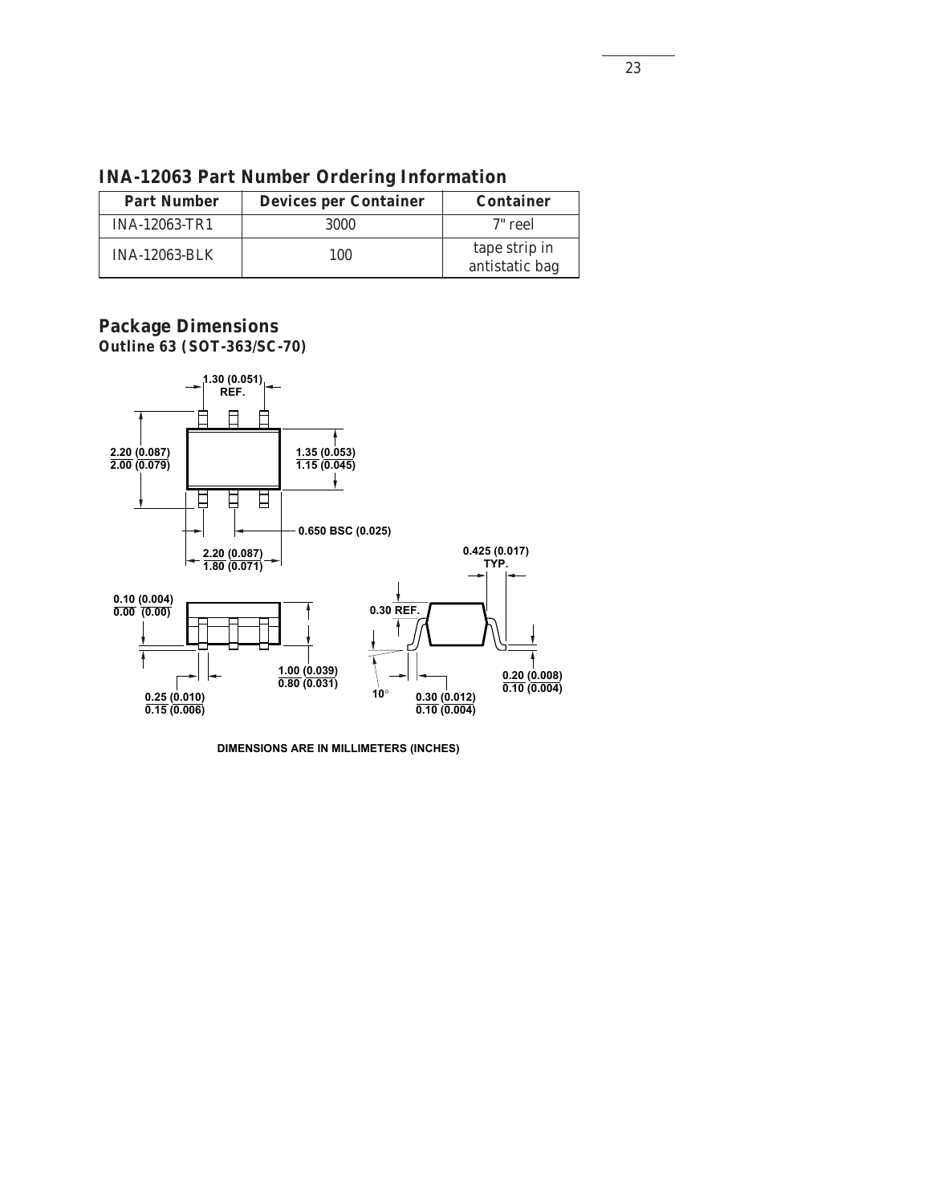## INA-12063 Part Number Ordering Information

| Part Number | Devices per Container | Container |
|---|---|---|
| INA-12063-TR1 | 3000 | 7" reel |
| INA-12063-BLK | 100 | tape strip in antistatic bag |

## Package Dimensions

### Outline 63 (SOT-363/SC-70)

1.30 (0.051) REF.

2.20 (0.087) / 2.00 (0.079)

1.35 (0.053) / 1.15 (0.045)

0.650 BSC (0.025)

2.20 (0.087) / 1.80 (0.071)

0.425 (0.017) TYP.

0.10 (0.004) / 0.00 (0.00)

0.30 REF.

1.00 (0.039) / 0.80 (0.031)

10°

0.30 (0.012) / 0.10 (0.004)

0.20 (0.008) / 0.10 (0.004)

0.25 (0.010) / 0.15 (0.006)

DIMENSIONS ARE IN MILLIMETERS (INCHES)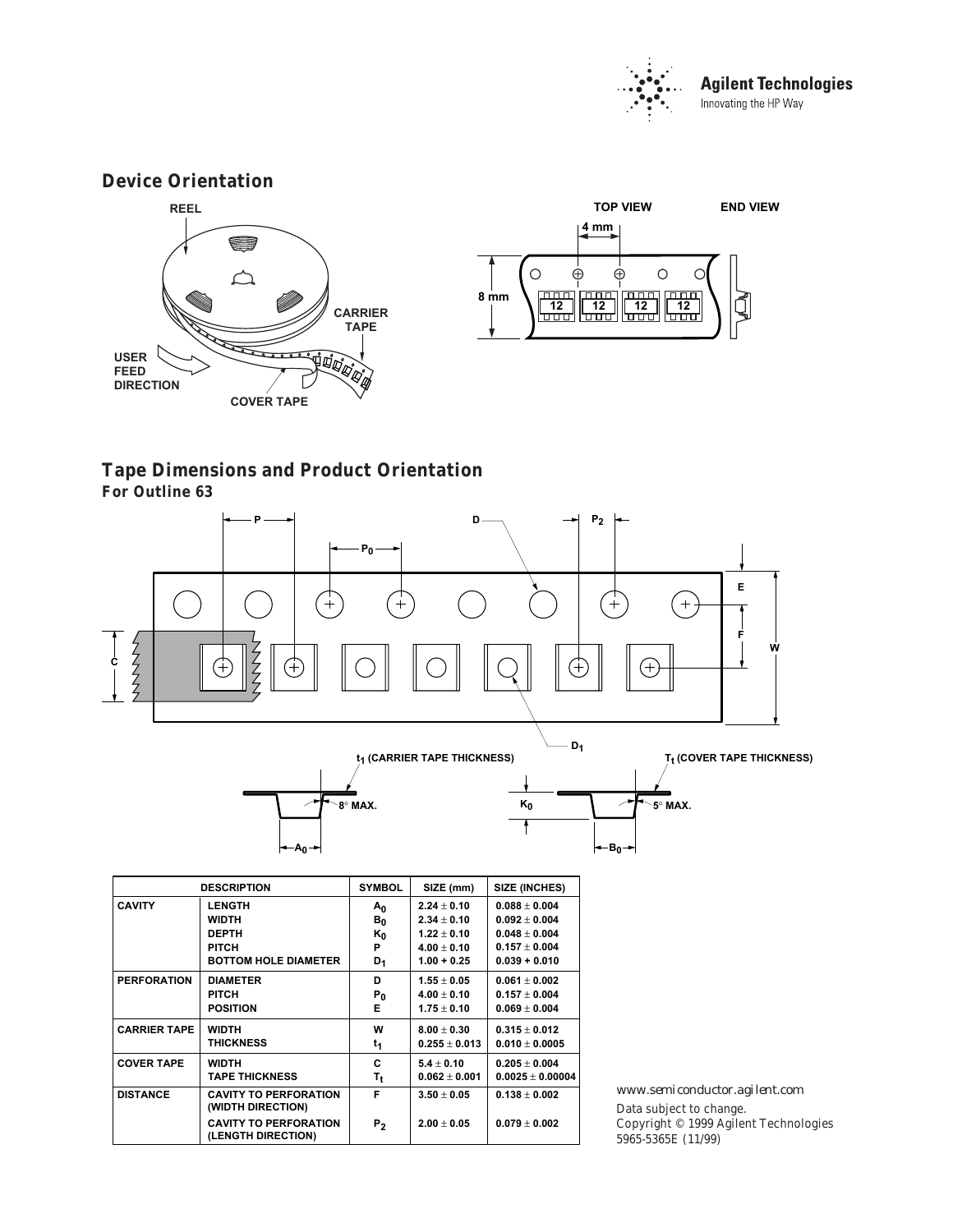## Device Orientation

REEL

CARRIER TAPE

USER FEED DIRECTION

COVER TAPE

TOP VIEW

END VIEW

4 mm

8 mm

12

## Tape Dimensions and Product Orientation

### For Outline 63

P

$P_0$

D

$P_2$

E

F

W

C

$D_1$

$t_1$ (CARRIER TAPE THICKNESS)

$T_t$ (COVER TAPE THICKNESS)

8° MAX.

$K_0$

5° MAX.

$A_0$

$B_0$

| DESCRIPTION | | SYMBOL | SIZE (mm) | SIZE (INCHES) |
|---|---|---|---|---|
| CAVITY | LENGTH | $A_0$ | 2.24 ± 0.10 | 0.088 ± 0.004 |
| | WIDTH | $B_0$ | 2.34 ± 0.10 | 0.092 ± 0.004 |
| | DEPTH | $K_0$ | 1.22 ± 0.10 | 0.048 ± 0.004 |
| | PITCH | P | 4.00 ± 0.10 | 0.157 ± 0.004 |
| | BOTTOM HOLE DIAMETER | $D_1$ | 1.00 + 0.25 | 0.039 + 0.010 |
| PERFORATION | DIAMETER | D | 1.55 ± 0.05 | 0.061 ± 0.002 |
| | PITCH | $P_0$ | 4.00 ± 0.10 | 0.157 ± 0.004 |
| | POSITION | E | 1.75 ± 0.10 | 0.069 ± 0.004 |
| CARRIER TAPE | WIDTH | W | 8.00 ± 0.30 | 0.315 ± 0.012 |
| | THICKNESS | $t_1$ | 0.255 ± 0.013 | 0.010 ± 0.0005 |
| COVER TAPE | WIDTH | C | 5.4 ± 0.10 | 0.205 ± 0.004 |
| | TAPE THICKNESS | $T_t$ | 0.062 ± 0.001 | 0.0025 ± 0.00004 |
| DISTANCE | CAVITY TO PERFORATION (WIDTH DIRECTION) | F | 3.50 ± 0.05 | 0.138 ± 0.002 |
| | CAVITY TO PERFORATION (LENGTH DIRECTION) | $P_2$ | 2.00 ± 0.05 | 0.079 ± 0.002 |

www.semiconductor.agilent.com

Data subject to change.
Copyright © 1999 Agilent Technologies
5965-5365E (11/99)